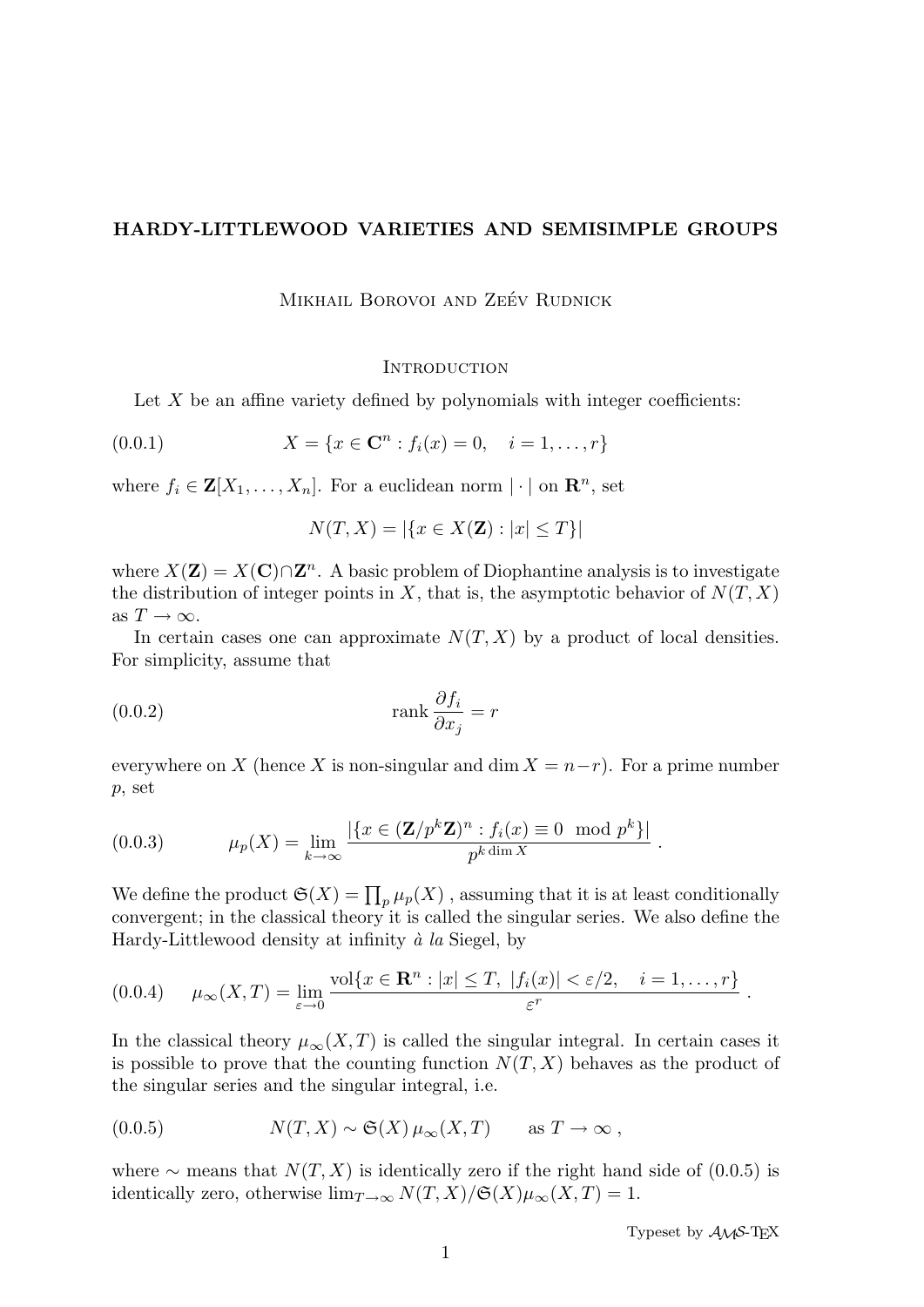# HARDY-LITTLEWOOD VARIETIES AND SEMISIMPLE GROUPS

Mikhail Borovoi and Zeév Rudnick

## Introduction

Let $X$ be an affine variety defined by polynomials with integer coefficients:

$$X = \{x \in \mathbf{C}^n : f_i(x) = 0, \quad i = 1, \dots, r\} \tag{0.0.1}$$

where $f_i \in \mathbf{Z}[X_1, \dots, X_n]$. For a euclidean norm $|\cdot|$ on $\mathbf{R}^n$, set

$$N(T, X) = |\{x \in X(\mathbf{Z}) : |x| \le T\}|$$

where $X(\mathbf{Z}) = X(\mathbf{C}) \cap \mathbf{Z}^n$. A basic problem of Diophantine analysis is to investigate the distribution of integer points in $X$, that is, the asymptotic behavior of $N(T, X)$ as $T \to \infty$.

In certain cases one can approximate $N(T, X)$ by a product of local densities. For simplicity, assume that

$$\operatorname{rank} \frac{\partial f_i}{\partial x_j} = r \tag{0.0.2}$$

everywhere on $X$ (hence $X$ is non-singular and $\dim X = n - r$). For a prime number $p$, set

$$\mu_p(X) = \lim_{k \to \infty} \frac{|\{x \in (\mathbf{Z}/p^k\mathbf{Z})^n : f_i(x) \equiv 0 \mod p^k\}|}{p^{k \dim X}} \,. \tag{0.0.3}$$

We define the product $\mathfrak{S}(X) = \prod_p \mu_p(X)$ , assuming that it is at least conditionally convergent; in the classical theory it is called the singular series. We also define the Hardy-Littlewood density at infinity *à la* Siegel, by

$$\mu_\infty(X, T) = \lim_{\varepsilon \to 0} \frac{\operatorname{vol}\{x \in \mathbf{R}^n : |x| \le T, \ |f_i(x)| < \varepsilon/2, \quad i = 1, \dots, r\}}{\varepsilon^r} \,. \tag{0.0.4}$$

In the classical theory $\mu_\infty(X, T)$ is called the singular integral. In certain cases it is possible to prove that the counting function $N(T, X)$ behaves as the product of the singular series and the singular integral, i.e.

$$N(T, X) \sim \mathfrak{S}(X)\, \mu_\infty(X, T) \qquad \text{as } T \to \infty \,, \tag{0.0.5}$$

where $\sim$ means that $N(T, X)$ is identically zero if the right hand side of (0.0.5) is identically zero, otherwise $\lim_{T \to \infty} N(T, X)/\mathfrak{S}(X)\mu_\infty(X, T) = 1$.

Typeset by $\mathcal{A}_\mathcal{M}\mathcal{S}$-TeX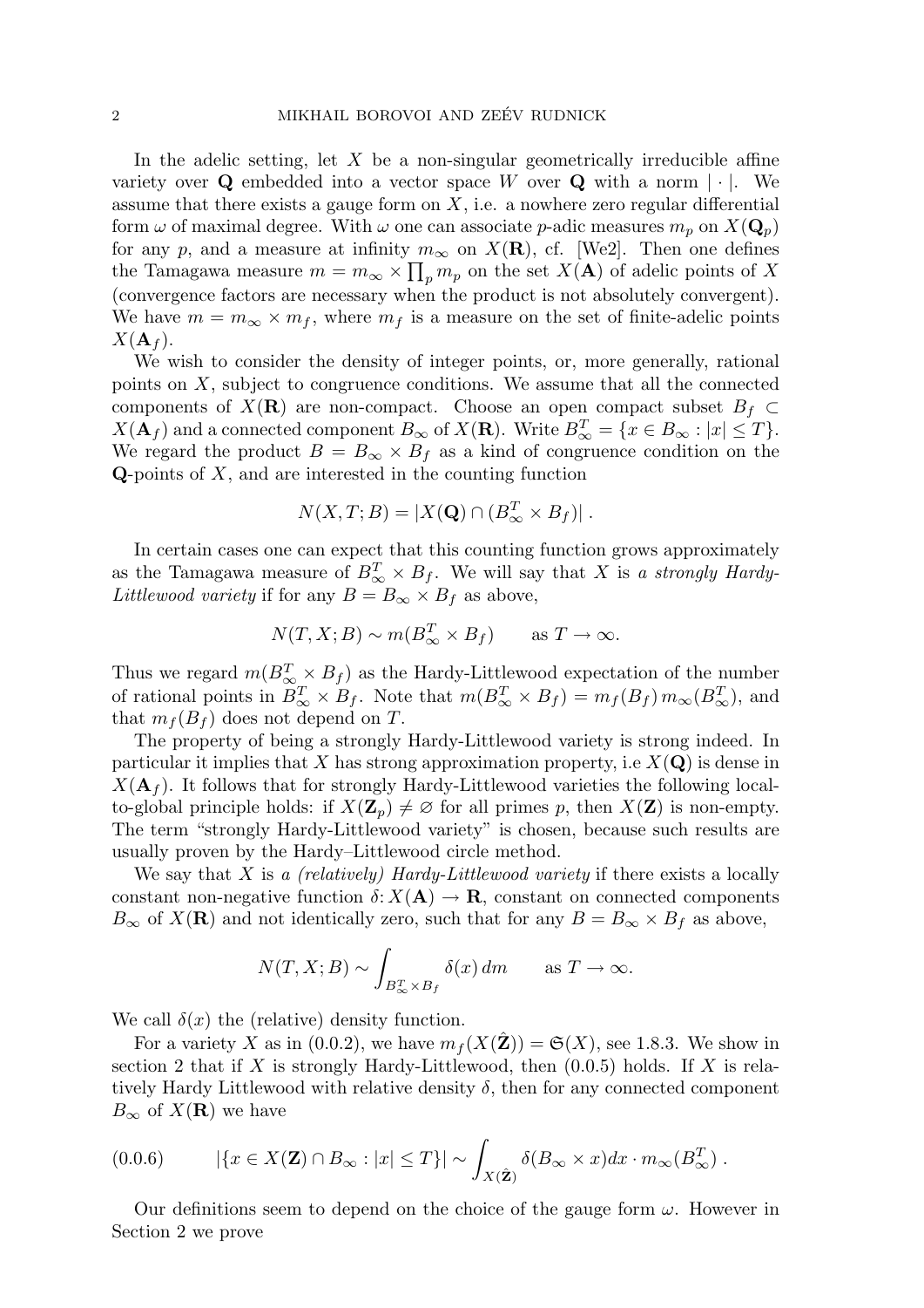In the adelic setting, let $X$ be a non-singular geometrically irreducible affine variety over $\mathbf{Q}$ embedded into a vector space $W$ over $\mathbf{Q}$ with a norm $|\cdot|$. We assume that there exists a gauge form on $X$, i.e. a nowhere zero regular differential form $\omega$ of maximal degree. With $\omega$ one can associate $p$-adic measures $m_p$ on $X(\mathbf{Q}_p)$ for any $p$, and a measure at infinity $m_\infty$ on $X(\mathbf{R})$, cf. [We2]. Then one defines the Tamagawa measure $m = m_\infty \times \prod_p m_p$ on the set $X(\mathbf{A})$ of adelic points of $X$ (convergence factors are necessary when the product is not absolutely convergent). We have $m = m_\infty \times m_f$, where $m_f$ is a measure on the set of finite-adelic points $X(\mathbf{A}_f)$.

We wish to consider the density of integer points, or, more generally, rational points on $X$, subject to congruence conditions. We assume that all the connected components of $X(\mathbf{R})$ are non-compact. Choose an open compact subset $B_f \subset X(\mathbf{A}_f)$ and a connected component $B_\infty$ of $X(\mathbf{R})$. Write $B_\infty^T = \{x \in B_\infty : |x| \le T\}$. We regard the product $B = B_\infty \times B_f$ as a kind of congruence condition on the $\mathbf{Q}$-points of $X$, and are interested in the counting function

$$N(X, T; B) = |X(\mathbf{Q}) \cap (B_\infty^T \times B_f)| \,.$$

In certain cases one can expect that this counting function grows approximately as the Tamagawa measure of $B_\infty^T \times B_f$. We will say that $X$ is *a strongly Hardy-Littlewood variety* if for any $B = B_\infty \times B_f$ as above,

$$N(T, X; B) \sim m(B_\infty^T \times B_f) \qquad \text{as } T \to \infty.$$

Thus we regard $m(B_\infty^T \times B_f)$ as the Hardy-Littlewood expectation of the number of rational points in $B_\infty^T \times B_f$. Note that $m(B_\infty^T \times B_f) = m_f(B_f)\, m_\infty(B_\infty^T)$, and that $m_f(B_f)$ does not depend on $T$.

The property of being a strongly Hardy-Littlewood variety is strong indeed. In particular it implies that $X$ has strong approximation property, i.e $X(\mathbf{Q})$ is dense in $X(\mathbf{A}_f)$. It follows that for strongly Hardy-Littlewood varieties the following local-to-global principle holds: if $X(\mathbf{Z}_p) \ne \varnothing$ for all primes $p$, then $X(\mathbf{Z})$ is non-empty. The term "strongly Hardy-Littlewood variety" is chosen, because such results are usually proven by the Hardy–Littlewood circle method.

We say that $X$ is *a (relatively) Hardy-Littlewood variety* if there exists a locally constant non-negative function $\delta \colon X(\mathbf{A}) \to \mathbf{R}$, constant on connected components $B_\infty$ of $X(\mathbf{R})$ and not identically zero, such that for any $B = B_\infty \times B_f$ as above,

$$N(T, X; B) \sim \int_{B_\infty^T \times B_f} \delta(x)\, dm \qquad \text{as } T \to \infty.$$

We call $\delta(x)$ the (relative) density function.

For a variety $X$ as in (0.0.2), we have $m_f(X(\hat{\mathbf{Z}})) = \mathfrak{S}(X)$, see 1.8.3. We show in section 2 that if $X$ is strongly Hardy-Littlewood, then (0.0.5) holds. If $X$ is relatively Hardy Littlewood with relative density $\delta$, then for any connected component $B_\infty$ of $X(\mathbf{R})$ we have

$$(0.0.6) \qquad |\{x \in X(\mathbf{Z}) \cap B_\infty : |x| \le T\}| \sim \int_{X(\hat{\mathbf{Z}})} \delta(B_\infty \times x) dx \cdot m_\infty(B_\infty^T) \,.$$

Our definitions seem to depend on the choice of the gauge form $\omega$. However in Section 2 we prove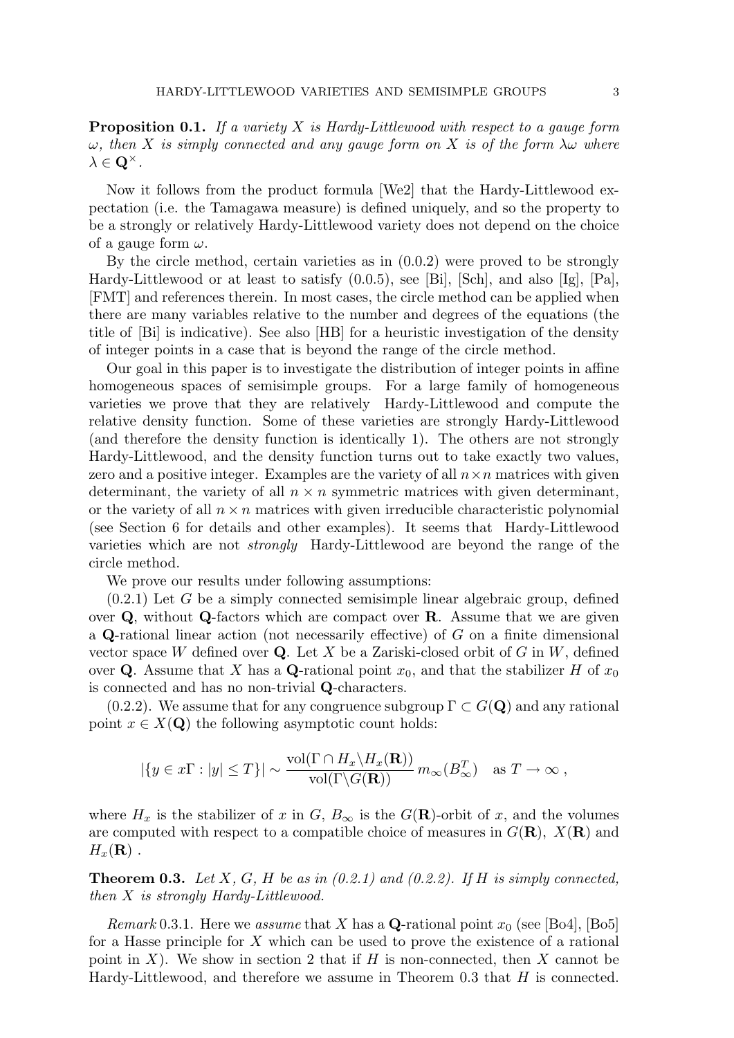**Proposition 0.1.** *If a variety $X$ is Hardy-Littlewood with respect to a gauge form $\omega$, then $X$ is simply connected and any gauge form on $X$ is of the form $\lambda\omega$ where $\lambda \in \mathbf{Q}^\times$.*

Now it follows from the product formula [We2] that the Hardy-Littlewood expectation (i.e. the Tamagawa measure) is defined uniquely, and so the property to be a strongly or relatively Hardy-Littlewood variety does not depend on the choice of a gauge form $\omega$.

By the circle method, certain varieties as in (0.0.2) were proved to be strongly Hardy-Littlewood or at least to satisfy (0.0.5), see [Bi], [Sch], and also [Ig], [Pa], [FMT] and references therein. In most cases, the circle method can be applied when there are many variables relative to the number and degrees of the equations (the title of [Bi] is indicative). See also [HB] for a heuristic investigation of the density of integer points in a case that is beyond the range of the circle method.

Our goal in this paper is to investigate the distribution of integer points in affine homogeneous spaces of semisimple groups. For a large family of homogeneous varieties we prove that they are relatively Hardy-Littlewood and compute the relative density function. Some of these varieties are strongly Hardy-Littlewood (and therefore the density function is identically 1). The others are not strongly Hardy-Littlewood, and the density function turns out to take exactly two values, zero and a positive integer. Examples are the variety of all $n \times n$ matrices with given determinant, the variety of all $n \times n$ symmetric matrices with given determinant, or the variety of all $n \times n$ matrices with given irreducible characteristic polynomial (see Section 6 for details and other examples). It seems that Hardy-Littlewood varieties which are not *strongly* Hardy-Littlewood are beyond the range of the circle method.

We prove our results under following assumptions:

(0.2.1) Let $G$ be a simply connected semisimple linear algebraic group, defined over $\mathbf{Q}$, without $\mathbf{Q}$-factors which are compact over $\mathbf{R}$. Assume that we are given a $\mathbf{Q}$-rational linear action (not necessarily effective) of $G$ on a finite dimensional vector space $W$ defined over $\mathbf{Q}$. Let $X$ be a Zariski-closed orbit of $G$ in $W$, defined over $\mathbf{Q}$. Assume that $X$ has a $\mathbf{Q}$-rational point $x_0$, and that the stabilizer $H$ of $x_0$ is connected and has no non-trivial $\mathbf{Q}$-characters.

(0.2.2). We assume that for any congruence subgroup $\Gamma \subset G(\mathbf{Q})$ and any rational point $x \in X(\mathbf{Q})$ the following asymptotic count holds:

$$|\{y \in x\Gamma : |y| \leq T\}| \sim \frac{\mathrm{vol}(\Gamma \cap H_x \backslash H_x(\mathbf{R}))}{\mathrm{vol}(\Gamma \backslash G(\mathbf{R}))}\, m_\infty(B_\infty^T) \quad \text{as } T \to \infty\ ,$$

where $H_x$ is the stabilizer of $x$ in $G$, $B_\infty$ is the $G(\mathbf{R})$-orbit of $x$, and the volumes are computed with respect to a compatible choice of measures in $G(\mathbf{R})$, $X(\mathbf{R})$ and $H_x(\mathbf{R})$ .

**Theorem 0.3.** *Let $X$, $G$, $H$ be as in (0.2.1) and (0.2.2). If $H$ is simply connected, then $X$ is strongly Hardy-Littlewood.*

*Remark* 0.3.1. Here we *assume* that $X$ has a $\mathbf{Q}$-rational point $x_0$ (see [Bo4], [Bo5] for a Hasse principle for $X$ which can be used to prove the existence of a rational point in $X$). We show in section 2 that if $H$ is non-connected, then $X$ cannot be Hardy-Littlewood, and therefore we assume in Theorem 0.3 that $H$ is connected.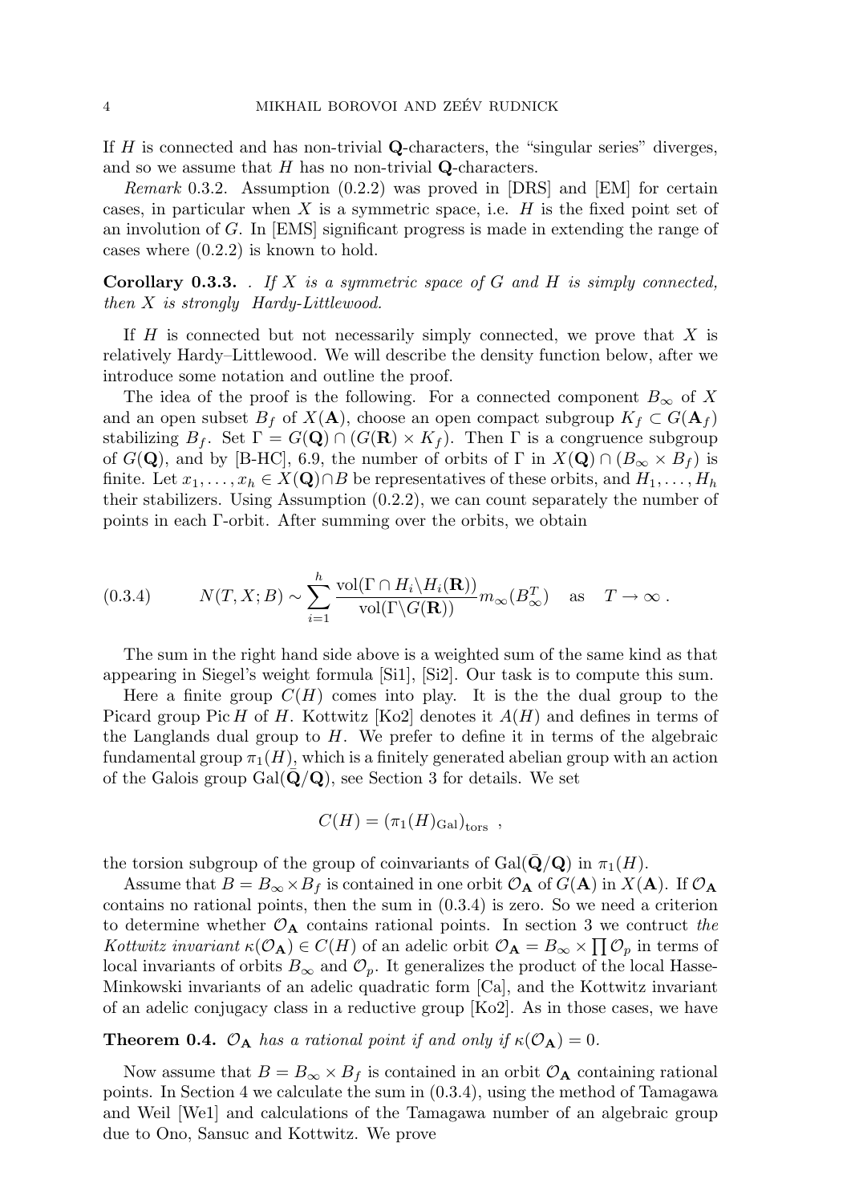If $H$ is connected and has non-trivial $\mathbf{Q}$-characters, the "singular series" diverges, and so we assume that $H$ has no non-trivial $\mathbf{Q}$-characters.

*Remark* 0.3.2. Assumption (0.2.2) was proved in [DRS] and [EM] for certain cases, in particular when $X$ is a symmetric space, i.e. $H$ is the fixed point set of an involution of $G$. In [EMS] significant progress is made in extending the range of cases where (0.2.2) is known to hold.

**Corollary 0.3.3.** . *If $X$ is a symmetric space of $G$ and $H$ is simply connected, then $X$ is strongly Hardy-Littlewood.*

If $H$ is connected but not necessarily simply connected, we prove that $X$ is relatively Hardy–Littlewood. We will describe the density function below, after we introduce some notation and outline the proof.

The idea of the proof is the following. For a connected component $B_\infty$ of $X$ and an open subset $B_f$ of $X(\mathbf{A})$, choose an open compact subgroup $K_f \subset G(\mathbf{A}_f)$ stabilizing $B_f$. Set $\Gamma = G(\mathbf{Q}) \cap (G(\mathbf{R}) \times K_f)$. Then $\Gamma$ is a congruence subgroup of $G(\mathbf{Q})$, and by [B-HC], 6.9, the number of orbits of $\Gamma$ in $X(\mathbf{Q}) \cap (B_\infty \times B_f)$ is finite. Let $x_1, \dots, x_h \in X(\mathbf{Q}) \cap B$ be representatives of these orbits, and $H_1, \dots, H_h$ their stabilizers. Using Assumption (0.2.2), we can count separately the number of points in each $\Gamma$-orbit. After summing over the orbits, we obtain

$$
(0.3.4) \qquad N(T, X; B) \sim \sum_{i=1}^{h} \frac{\operatorname{vol}(\Gamma \cap H_i \backslash H_i(\mathbf{R}))}{\operatorname{vol}(\Gamma \backslash G(\mathbf{R}))} m_\infty(B_\infty^T) \quad \text{as} \quad T \to \infty \,.
$$

The sum in the right hand side above is a weighted sum of the same kind as that appearing in Siegel's weight formula [Si1], [Si2]. Our task is to compute this sum.

Here a finite group $C(H)$ comes into play. It is the the dual group to the Picard group $\operatorname{Pic} H$ of $H$. Kottwitz [Ko2] denotes it $A(H)$ and defines in terms of the Langlands dual group to $H$. We prefer to define it in terms of the algebraic fundamental group $\pi_1(H)$, which is a finitely generated abelian group with an action of the Galois group $\operatorname{Gal}(\bar{\mathbf{Q}}/\mathbf{Q})$, see Section 3 for details. We set

$$
C(H) = (\pi_1(H)_{\mathrm{Gal}})_{\mathrm{tors}} \ ,
$$

the torsion subgroup of the group of coinvariants of $\operatorname{Gal}(\bar{\mathbf{Q}}/\mathbf{Q})$ in $\pi_1(H)$.

Assume that $B = B_\infty \times B_f$ is contained in one orbit $\mathcal{O}_{\mathbf{A}}$ of $G(\mathbf{A})$ in $X(\mathbf{A})$. If $\mathcal{O}_{\mathbf{A}}$ contains no rational points, then the sum in (0.3.4) is zero. So we need a criterion to determine whether $\mathcal{O}_{\mathbf{A}}$ contains rational points. In section 3 we contruct *the Kottwitz invariant* $\kappa(\mathcal{O}_{\mathbf{A}}) \in C(H)$ of an adelic orbit $\mathcal{O}_{\mathbf{A}} = B_\infty \times \prod \mathcal{O}_p$ in terms of local invariants of orbits $B_\infty$ and $\mathcal{O}_p$. It generalizes the product of the local Hasse-Minkowski invariants of an adelic quadratic form [Ca], and the Kottwitz invariant of an adelic conjugacy class in a reductive group [Ko2]. As in those cases, we have

**Theorem 0.4.** *$\mathcal{O}_{\mathbf{A}}$ has a rational point if and only if $\kappa(\mathcal{O}_{\mathbf{A}}) = 0$.*

Now assume that $B = B_\infty \times B_f$ is contained in an orbit $\mathcal{O}_{\mathbf{A}}$ containing rational points. In Section 4 we calculate the sum in (0.3.4), using the method of Tamagawa and Weil [We1] and calculations of the Tamagawa number of an algebraic group due to Ono, Sansuc and Kottwitz. We prove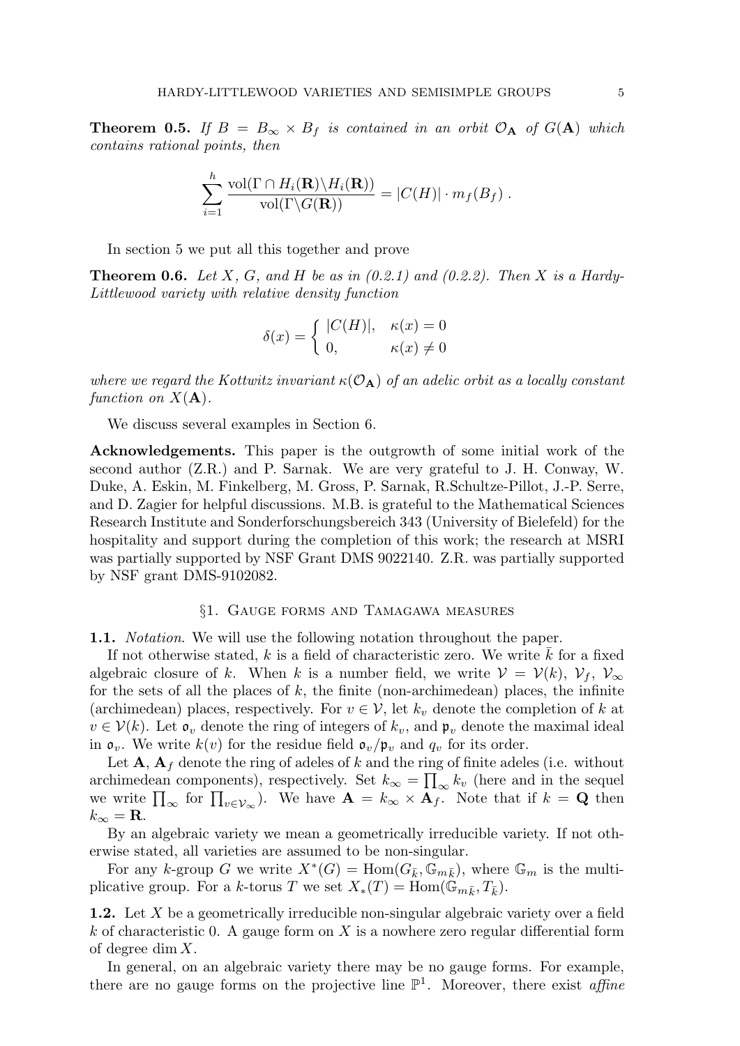**Theorem 0.5.** *If $B = B_\infty \times B_f$ is contained in an orbit $\mathcal{O}_{\mathbf{A}}$ of $G(\mathbf{A})$ which contains rational points, then*

$$\sum_{i=1}^{h} \frac{\mathrm{vol}(\Gamma \cap H_i(\mathbf{R}) \backslash H_i(\mathbf{R}))}{\mathrm{vol}(\Gamma \backslash G(\mathbf{R}))} = |C(H)| \cdot m_f(B_f) \ .$$

In section 5 we put all this together and prove

**Theorem 0.6.** *Let $X$, $G$, and $H$ be as in (0.2.1) and (0.2.2). Then $X$ is a Hardy-Littlewood variety with relative density function*

$$\delta(x) = \begin{cases} |C(H)|, & \kappa(x) = 0 \\ 0, & \kappa(x) \neq 0 \end{cases}$$

*where we regard the Kottwitz invariant $\kappa(\mathcal{O}_{\mathbf{A}})$ of an adelic orbit as a locally constant function on $X(\mathbf{A})$.*

We discuss several examples in Section 6.

**Acknowledgements.** This paper is the outgrowth of some initial work of the second author (Z.R.) and P. Sarnak. We are very grateful to J. H. Conway, W. Duke, A. Eskin, M. Finkelberg, M. Gross, P. Sarnak, R.Schultze-Pillot, J.-P. Serre, and D. Zagier for helpful discussions. M.B. is grateful to the Mathematical Sciences Research Institute and Sonderforschungsbereich 343 (University of Bielefeld) for the hospitality and support during the completion of this work; the research at MSRI was partially supported by NSF Grant DMS 9022140. Z.R. was partially supported by NSF grant DMS-9102082.

## §1. Gauge forms and Tamagawa measures

**1.1.** *Notation.* We will use the following notation throughout the paper.

If not otherwise stated, $k$ is a field of characteristic zero. We write $\bar{k}$ for a fixed algebraic closure of $k$. When $k$ is a number field, we write $\mathcal{V} = \mathcal{V}(k)$, $\mathcal{V}_f$, $\mathcal{V}_\infty$ for the sets of all the places of $k$, the finite (non-archimedean) places, the infinite (archimedean) places, respectively. For $v \in \mathcal{V}$, let $k_v$ denote the completion of $k$ at $v \in \mathcal{V}(k)$. Let $\mathfrak{o}_v$ denote the ring of integers of $k_v$, and $\mathfrak{p}_v$ denote the maximal ideal in $\mathfrak{o}_v$. We write $k(v)$ for the residue field $\mathfrak{o}_v/\mathfrak{p}_v$ and $q_v$ for its order.

Let $\mathbf{A}$, $\mathbf{A}_f$ denote the ring of adeles of $k$ and the ring of finite adeles (i.e. without archimedean components), respectively. Set $k_\infty = \prod_\infty k_v$ (here and in the sequel we write $\prod_\infty$ for $\prod_{v \in \mathcal{V}_\infty}$). We have $\mathbf{A} = k_\infty \times \mathbf{A}_f$. Note that if $k = \mathbf{Q}$ then $k_\infty = \mathbf{R}$.

By an algebraic variety we mean a geometrically irreducible variety. If not otherwise stated, all varieties are assumed to be non-singular.

For any $k$-group $G$ we write $X^*(G) = \mathrm{Hom}(G_{\bar{k}}, \mathbb{G}_{m\bar{k}})$, where $\mathbb{G}_m$ is the multiplicative group. For a $k$-torus $T$ we set $X_*(T) = \mathrm{Hom}(\mathbb{G}_{m\bar{k}}, T_{\bar{k}})$.

**1.2.** Let $X$ be a geometrically irreducible non-singular algebraic variety over a field $k$ of characteristic 0. A gauge form on $X$ is a nowhere zero regular differential form of degree $\dim X$.

In general, on an algebraic variety there may be no gauge forms. For example, there are no gauge forms on the projective line $\mathbb{P}^1$. Moreover, there exist *affine*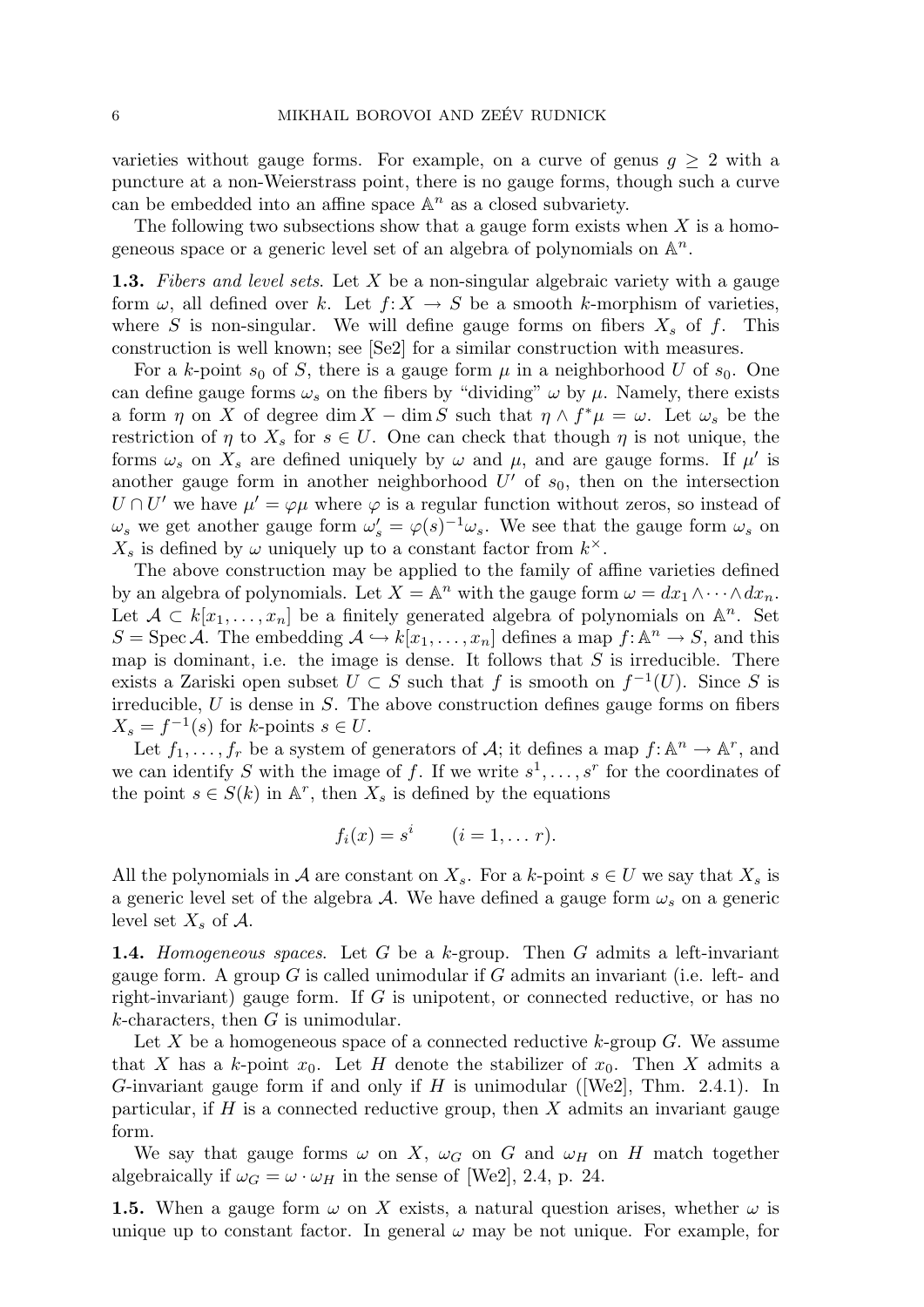varieties without gauge forms. For example, on a curve of genus $g \geq 2$ with a puncture at a non-Weierstrass point, there is no gauge forms, though such a curve can be embedded into an affine space $\mathbb{A}^n$ as a closed subvariety.

The following two subsections show that a gauge form exists when $X$ is a homogeneous space or a generic level set of an algebra of polynomials on $\mathbb{A}^n$.

**1.3.** *Fibers and level sets*. Let $X$ be a non-singular algebraic variety with a gauge form $\omega$, all defined over $k$. Let $f: X \to S$ be a smooth $k$-morphism of varieties, where $S$ is non-singular. We will define gauge forms on fibers $X_s$ of $f$. This construction is well known; see [Se2] for a similar construction with measures.

For a $k$-point $s_0$ of $S$, there is a gauge form $\mu$ in a neighborhood $U$ of $s_0$. One can define gauge forms $\omega_s$ on the fibers by "dividing" $\omega$ by $\mu$. Namely, there exists a form $\eta$ on $X$ of degree $\dim X - \dim S$ such that $\eta \wedge f^*\mu = \omega$. Let $\omega_s$ be the restriction of $\eta$ to $X_s$ for $s \in U$. One can check that though $\eta$ is not unique, the forms $\omega_s$ on $X_s$ are defined uniquely by $\omega$ and $\mu$, and are gauge forms. If $\mu'$ is another gauge form in another neighborhood $U'$ of $s_0$, then on the intersection $U \cap U'$ we have $\mu' = \varphi\mu$ where $\varphi$ is a regular function without zeros, so instead of $\omega_s$ we get another gauge form $\omega'_s = \varphi(s)^{-1}\omega_s$. We see that the gauge form $\omega_s$ on $X_s$ is defined by $\omega$ uniquely up to a constant factor from $k^\times$.

The above construction may be applied to the family of affine varieties defined by an algebra of polynomials. Let $X = \mathbb{A}^n$ with the gauge form $\omega = dx_1 \wedge \cdots \wedge dx_n$. Let $\mathcal{A} \subset k[x_1, \ldots, x_n]$ be a finitely generated algebra of polynomials on $\mathbb{A}^n$. Set $S = \operatorname{Spec} \mathcal{A}$. The embedding $\mathcal{A} \hookrightarrow k[x_1, \ldots, x_n]$ defines a map $f: \mathbb{A}^n \to S$, and this map is dominant, i.e. the image is dense. It follows that $S$ is irreducible. There exists a Zariski open subset $U \subset S$ such that $f$ is smooth on $f^{-1}(U)$. Since $S$ is irreducible, $U$ is dense in $S$. The above construction defines gauge forms on fibers $X_s = f^{-1}(s)$ for $k$-points $s \in U$.

Let $f_1, \ldots, f_r$ be a system of generators of $\mathcal{A}$; it defines a map $f: \mathbb{A}^n \to \mathbb{A}^r$, and we can identify $S$ with the image of $f$. If we write $s^1, \ldots, s^r$ for the coordinates of the point $s \in S(k)$ in $\mathbb{A}^r$, then $X_s$ is defined by the equations

$$f_i(x) = s^i \qquad (i = 1, \ldots r).$$

All the polynomials in $\mathcal{A}$ are constant on $X_s$. For a $k$-point $s \in U$ we say that $X_s$ is a generic level set of the algebra $\mathcal{A}$. We have defined a gauge form $\omega_s$ on a generic level set $X_s$ of $\mathcal{A}$.

**1.4.** *Homogeneous spaces*. Let $G$ be a $k$-group. Then $G$ admits a left-invariant gauge form. A group $G$ is called unimodular if $G$ admits an invariant (i.e. left- and right-invariant) gauge form. If $G$ is unipotent, or connected reductive, or has no $k$-characters, then $G$ is unimodular.

Let $X$ be a homogeneous space of a connected reductive $k$-group $G$. We assume that $X$ has a $k$-point $x_0$. Let $H$ denote the stabilizer of $x_0$. Then $X$ admits a $G$-invariant gauge form if and only if $H$ is unimodular ([We2], Thm. 2.4.1). In particular, if $H$ is a connected reductive group, then $X$ admits an invariant gauge form.

We say that gauge forms $\omega$ on $X$, $\omega_G$ on $G$ and $\omega_H$ on $H$ match together algebraically if $\omega_G = \omega \cdot \omega_H$ in the sense of [We2], 2.4, p. 24.

**1.5.** When a gauge form $\omega$ on $X$ exists, a natural question arises, whether $\omega$ is unique up to constant factor. In general $\omega$ may be not unique. For example, for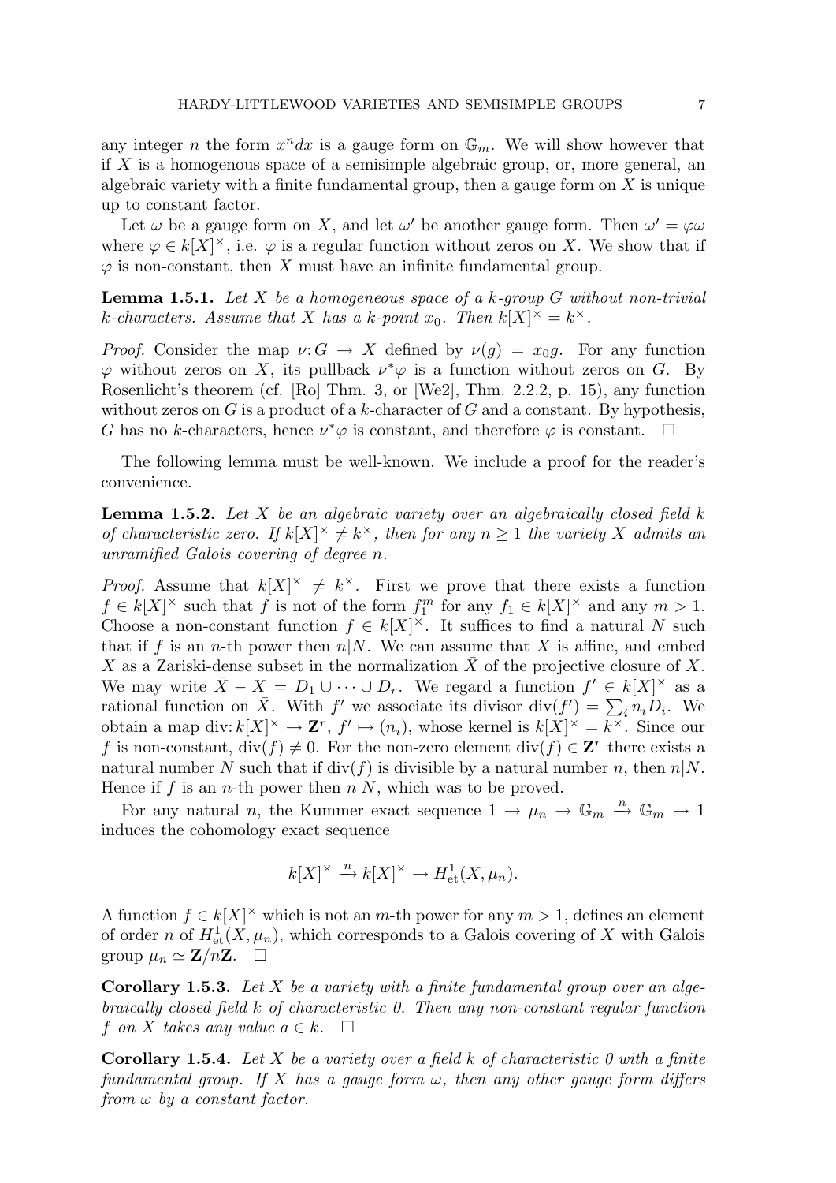any integer $n$ the form $x^n dx$ is a gauge form on $\mathbb{G}_m$. We will show however that if $X$ is a homogenous space of a semisimple algebraic group, or, more general, an algebraic variety with a finite fundamental group, then a gauge form on $X$ is unique up to constant factor.

Let $\omega$ be a gauge form on $X$, and let $\omega'$ be another gauge form. Then $\omega' = \varphi\omega$ where $\varphi \in k[X]^\times$, i.e. $\varphi$ is a regular function without zeros on $X$. We show that if $\varphi$ is non-constant, then $X$ must have an infinite fundamental group.

**Lemma 1.5.1.** *Let $X$ be a homogeneous space of a $k$-group $G$ without non-trivial $k$-characters. Assume that $X$ has a $k$-point $x_0$. Then $k[X]^\times = k^\times$.*

*Proof.* Consider the map $\nu\colon G \to X$ defined by $\nu(g) = x_0 g$. For any function $\varphi$ without zeros on $X$, its pullback $\nu^*\varphi$ is a function without zeros on $G$. By Rosenlicht's theorem (cf. [Ro] Thm. 3, or [We2], Thm. 2.2.2, p. 15), any function without zeros on $G$ is a product of a $k$-character of $G$ and a constant. By hypothesis, $G$ has no $k$-characters, hence $\nu^*\varphi$ is constant, and therefore $\varphi$ is constant. $\square$

The following lemma must be well-known. We include a proof for the reader's convenience.

**Lemma 1.5.2.** *Let $X$ be an algebraic variety over an algebraically closed field $k$ of characteristic zero. If $k[X]^\times \neq k^\times$, then for any $n \geq 1$ the variety $X$ admits an unramified Galois covering of degree $n$.*

*Proof.* Assume that $k[X]^\times \neq k^\times$. First we prove that there exists a function $f \in k[X]^\times$ such that $f$ is not of the form $f_1^m$ for any $f_1 \in k[X]^\times$ and any $m > 1$. Choose a non-constant function $f \in k[X]^\times$. It suffices to find a natural $N$ such that if $f$ is an $n$-th power then $n|N$. We can assume that $X$ is affine, and embed $X$ as a Zariski-dense subset in the normalization $\bar{X}$ of the projective closure of $X$. We may write $\bar{X} - X = D_1 \cup \cdots \cup D_r$. We regard a function $f' \in k[X]^\times$ as a rational function on $\bar{X}$. With $f'$ we associate its divisor $\operatorname{div}(f') = \sum_i n_i D_i$. We obtain a map $\operatorname{div}\colon k[X]^\times \to \mathbf{Z}^r$, $f' \mapsto (n_i)$, whose kernel is $k[\bar{X}]^\times = k^\times$. Since our $f$ is non-constant, $\operatorname{div}(f) \neq 0$. For the non-zero element $\operatorname{div}(f) \in \mathbf{Z}^r$ there exists a natural number $N$ such that if $\operatorname{div}(f)$ is divisible by a natural number $n$, then $n|N$. Hence if $f$ is an $n$-th power then $n|N$, which was to be proved.

For any natural $n$, the Kummer exact sequence $1 \to \mu_n \to \mathbb{G}_m \xrightarrow{n} \mathbb{G}_m \to 1$ induces the cohomology exact sequence

$$k[X]^\times \xrightarrow{n} k[X]^\times \to H^1_{\text{et}}(X, \mu_n).$$

A function $f \in k[X]^\times$ which is not an $m$-th power for any $m > 1$, defines an element of order $n$ of $H^1_{\text{et}}(X, \mu_n)$, which corresponds to a Galois covering of $X$ with Galois group $\mu_n \simeq \mathbf{Z}/n\mathbf{Z}$. $\square$

**Corollary 1.5.3.** *Let $X$ be a variety with a finite fundamental group over an algebraically closed field $k$ of characteristic 0. Then any non-constant regular function $f$ on $X$ takes any value $a \in k$.* $\square$

**Corollary 1.5.4.** *Let $X$ be a variety over a field $k$ of characteristic 0 with a finite fundamental group. If $X$ has a gauge form $\omega$, then any other gauge form differs from $\omega$ by a constant factor.*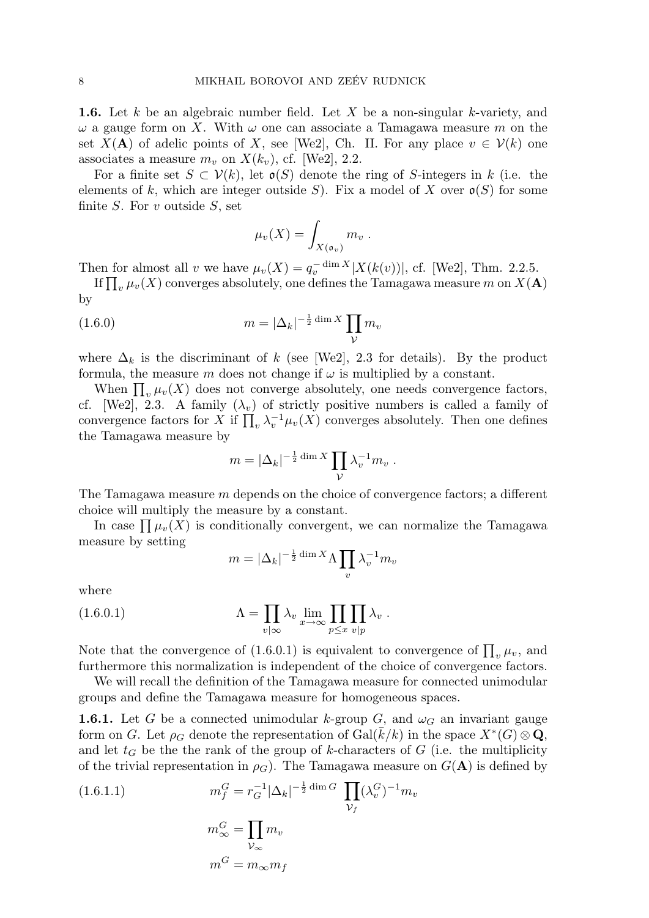**1.6.** Let $k$ be an algebraic number field. Let $X$ be a non-singular $k$-variety, and $\omega$ a gauge form on $X$. With $\omega$ one can associate a Tamagawa measure $m$ on the set $X(\mathbf{A})$ of adelic points of $X$, see [We2], Ch. II. For any place $v \in \mathcal{V}(k)$ one associates a measure $m_v$ on $X(k_v)$, cf. [We2], 2.2.

For a finite set $S \subset \mathcal{V}(k)$, let $\mathfrak{o}(S)$ denote the ring of $S$-integers in $k$ (i.e. the elements of $k$, which are integer outside $S$). Fix a model of $X$ over $\mathfrak{o}(S)$ for some finite $S$. For $v$ outside $S$, set

$$\mu_v(X) = \int_{X(\mathfrak{o}_v)} m_v \ .$$

Then for almost all $v$ we have $\mu_v(X) = q_v^{-\dim X}|X(k(v))|$, cf. [We2], Thm. 2.2.5.

If $\prod_v \mu_v(X)$ converges absolutely, one defines the Tamagawa measure $m$ on $X(\mathbf{A})$ by

$$m = |\Delta_k|^{-\frac{1}{2}\dim X} \prod_{\mathcal{V}} m_v \tag{1.6.0}$$

where $\Delta_k$ is the discriminant of $k$ (see [We2], 2.3 for details). By the product formula, the measure $m$ does not change if $\omega$ is multiplied by a constant.

When $\prod_v \mu_v(X)$ does not converge absolutely, one needs convergence factors, cf. [We2], 2.3. A family $(\lambda_v)$ of strictly positive numbers is called a family of convergence factors for $X$ if $\prod_v \lambda_v^{-1}\mu_v(X)$ converges absolutely. Then one defines the Tamagawa measure by

$$m = |\Delta_k|^{-\frac{1}{2}\dim X} \prod_{\mathcal{V}} \lambda_v^{-1} m_v \ .$$

The Tamagawa measure $m$ depends on the choice of convergence factors; a different choice will multiply the measure by a constant.

In case $\prod \mu_v(X)$ is conditionally convergent, we can normalize the Tamagawa measure by setting

$$m = |\Delta_k|^{-\frac{1}{2}\dim X} \Lambda \prod_v \lambda_v^{-1} m_v$$

where

$$\Lambda = \prod_{v|\infty} \lambda_v \lim_{x\to\infty} \prod_{p\le x} \prod_{v|p} \lambda_v \ . \tag{1.6.0.1}$$

Note that the convergence of (1.6.0.1) is equivalent to convergence of $\prod_v \mu_v$, and furthermore this normalization is independent of the choice of convergence factors.

We will recall the definition of the Tamagawa measure for connected unimodular groups and define the Tamagawa measure for homogeneous spaces.

**1.6.1.** Let $G$ be a connected unimodular $k$-group $G$, and $\omega_G$ an invariant gauge form on $G$. Let $\rho_G$ denote the representation of $\mathrm{Gal}(\bar{k}/k)$ in the space $X^*(G)\otimes\mathbf{Q}$, and let $t_G$ be the the rank of the group of $k$-characters of $G$ (i.e. the multiplicity of the trivial representation in $\rho_G$). The Tamagawa measure on $G(\mathbf{A})$ is defined by

$$m_f^G = r_G^{-1}|\Delta_k|^{-\frac{1}{2}\dim G} \prod_{\mathcal{V}_f} (\lambda_v^G)^{-1} m_v \tag{1.6.1.1}$$

$$m_\infty^G = \prod_{\mathcal{V}_\infty} m_v$$

$$m^G = m_\infty m_f$$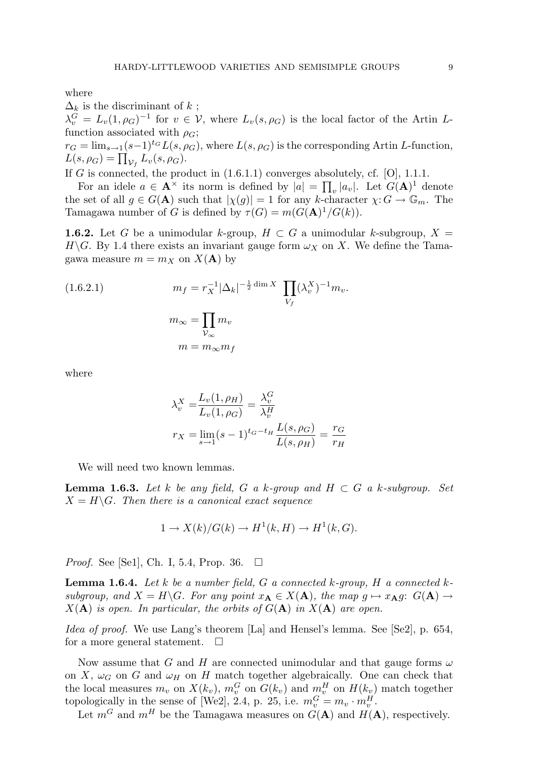where

$\Delta_k$ is the discriminant of $k$ ;

$\lambda_v^G = L_v(1, \rho_G)^{-1}$ for $v \in \mathcal{V}$, where $L_v(s, \rho_G)$ is the local factor of the Artin $L$-function associated with $\rho_G$;

$r_G = \lim_{s \to 1}(s-1)^{t_G} L(s, \rho_G)$, where $L(s, \rho_G)$ is the corresponding Artin $L$-function, $L(s, \rho_G) = \prod_{\mathcal{V}_f} L_v(s, \rho_G)$.

If $G$ is connected, the product in (1.6.1.1) converges absolutely, cf. [O], 1.1.1.

For an idele $a \in \mathbf{A}^\times$ its norm is defined by $|a| = \prod_v |a_v|$. Let $G(\mathbf{A})^1$ denote the set of all $g \in G(\mathbf{A})$ such that $|\chi(g)| = 1$ for any $k$-character $\chi \colon G \to \mathbb{G}_m$. The Tamagawa number of $G$ is defined by $\tau(G) = m(G(\mathbf{A})^1/G(k))$.

**1.6.2.** Let $G$ be a unimodular $k$-group, $H \subset G$ a unimodular $k$-subgroup, $X = H\backslash G$. By 1.4 there exists an invariant gauge form $\omega_X$ on $X$. We define the Tamagawa measure $m = m_X$ on $X(\mathbf{A})$ by

$$m_f = r_X^{-1} |\Delta_k|^{-\frac{1}{2}\dim X} \prod_{V_f} (\lambda_v^X)^{-1} m_v. \tag{1.6.2.1}$$

$$m_\infty = \prod_{\mathcal{V}_\infty} m_v$$

$$m = m_\infty m_f$$

where

$$\lambda_v^X = \frac{L_v(1, \rho_H)}{L_v(1, \rho_G)} = \frac{\lambda_v^G}{\lambda_v^H}$$

$$r_X = \lim_{s \to 1} (s-1)^{t_G - t_H} \frac{L(s, \rho_G)}{L(s, \rho_H)} = \frac{r_G}{r_H}$$

We will need two known lemmas.

**Lemma 1.6.3.** *Let $k$ be any field, $G$ a $k$-group and $H \subset G$ a $k$-subgroup. Set $X = H\backslash G$. Then there is a canonical exact sequence*

$$1 \to X(k)/G(k) \to H^1(k, H) \to H^1(k, G).$$

*Proof.* See [Se1], Ch. I, 5.4, Prop. 36. $\square$

**Lemma 1.6.4.** *Let $k$ be a number field, $G$ a connected $k$-group, $H$ a connected $k$-subgroup, and $X = H\backslash G$. For any point $x_\mathbf{A} \in X(\mathbf{A})$, the map $g \mapsto x_\mathbf{A} g$: $G(\mathbf{A}) \to X(\mathbf{A})$ is open. In particular, the orbits of $G(\mathbf{A})$ in $X(\mathbf{A})$ are open.*

*Idea of proof.* We use Lang's theorem [La] and Hensel's lemma. See [Se2], p. 654, for a more general statement. $\square$

Now assume that $G$ and $H$ are connected unimodular and that gauge forms $\omega$ on $X$, $\omega_G$ on $G$ and $\omega_H$ on $H$ match together algebraically. One can check that the local measures $m_v$ on $X(k_v)$, $m_v^G$ on $G(k_v)$ and $m_v^H$ on $H(k_v)$ match together topologically in the sense of [We2], 2.4, p. 25, i.e. $m_v^G = m_v \cdot m_v^H$.

Let $m^G$ and $m^H$ be the Tamagawa measures on $G(\mathbf{A})$ and $H(\mathbf{A})$, respectively.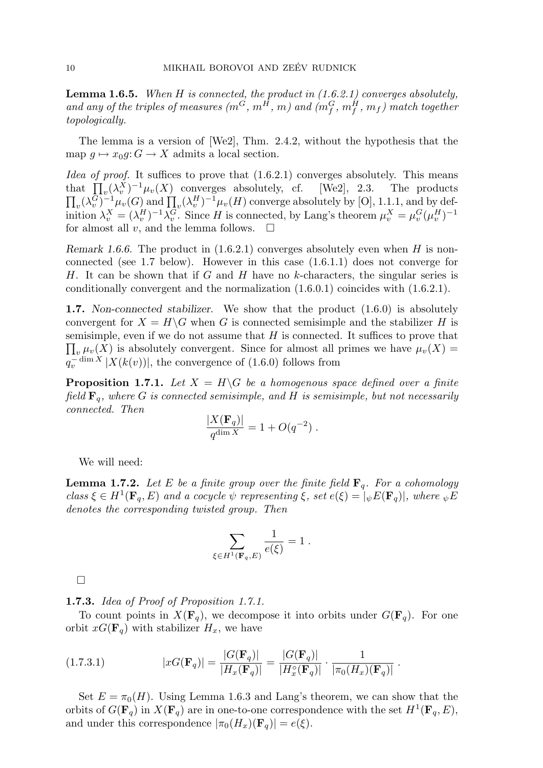**Lemma 1.6.5.** *When $H$ is connected, the product in (1.6.2.1) converges absolutely, and any of the triples of measures $(m^G, m^H, m)$ and $(m_f^G, m_f^H, m_f)$ match together topologically.*

The lemma is a version of [We2], Thm. 2.4.2, without the hypothesis that the map $g \mapsto x_0 g\colon G \to X$ admits a local section.

*Idea of proof.* It suffices to prove that (1.6.2.1) converges absolutely. This means that $\prod_v (\lambda_v^X)^{-1} \mu_v(X)$ converges absolutely, cf. [We2], 2.3. The products $\prod_v (\lambda_v^G)^{-1} \mu_v(G)$ and $\prod_v (\lambda_v^H)^{-1} \mu_v(H)$ converge absolutely by [O], 1.1.1, and by definition $\lambda_v^X = (\lambda_v^H)^{-1} \lambda_v^G$. Since $H$ is connected, by Lang's theorem $\mu_v^X = \mu_v^G (\mu_v^H)^{-1}$ for almost all $v$, and the lemma follows. □

*Remark 1.6.6.* The product in (1.6.2.1) converges absolutely even when $H$ is non-connected (see 1.7 below). However in this case (1.6.1.1) does not converge for $H$. It can be shown that if $G$ and $H$ have no $k$-characters, the singular series is conditionally convergent and the normalization (1.6.0.1) coincides with (1.6.2.1).

**1.7.** *Non-connected stabilizer.* We show that the product (1.6.0) is absolutely convergent for $X = H \backslash G$ when $G$ is connected semisimple and the stabilizer $H$ is semisimple, even if we do not assume that $H$ is connected. It suffices to prove that $\prod_v \mu_v(X)$ is absolutely convergent. Since for almost all primes we have $\mu_v(X) = q_v^{-\dim X} |X(k(v))|$, the convergence of (1.6.0) follows from

**Proposition 1.7.1.** *Let $X = H \backslash G$ be a homogenous space defined over a finite field $\mathbf{F}_q$, where $G$ is connected semisimple, and $H$ is semisimple, but not necessarily connected. Then*

$$\frac{|X(\mathbf{F}_q)|}{q^{\dim X}} = 1 + O(q^{-2}) \; .$$

We will need:

**Lemma 1.7.2.** *Let $E$ be a finite group over the finite field $\mathbf{F}_q$. For a cohomology class $\xi \in H^1(\mathbf{F}_q, E)$ and a cocycle $\psi$ representing $\xi$, set $e(\xi) = |{}_\psi E(\mathbf{F}_q)|$, where ${}_\psi E$ denotes the corresponding twisted group. Then*

$$\sum_{\xi \in H^1(\mathbf{F}_q, E)} \frac{1}{e(\xi)} = 1 \; .$$

□

**1.7.3.** *Idea of Proof of Proposition 1.7.1.*

To count points in $X(\mathbf{F}_q)$, we decompose it into orbits under $G(\mathbf{F}_q)$. For one orbit $xG(\mathbf{F}_q)$ with stabilizer $H_x$, we have

$$|xG(\mathbf{F}_q)| = \frac{|G(\mathbf{F}_q)|}{|H_x(\mathbf{F}_q)|} = \frac{|G(\mathbf{F}_q)|}{|H_x^\circ(\mathbf{F}_q)|} \cdot \frac{1}{|\pi_0(H_x)(\mathbf{F}_q)|} \; . \tag{1.7.3.1}$$

Set $E = \pi_0(H)$. Using Lemma 1.6.3 and Lang's theorem, we can show that the orbits of $G(\mathbf{F}_q)$ in $X(\mathbf{F}_q)$ are in one-to-one correspondence with the set $H^1(\mathbf{F}_q, E)$, and under this correspondence $|\pi_0(H_x)(\mathbf{F}_q)| = e(\xi)$.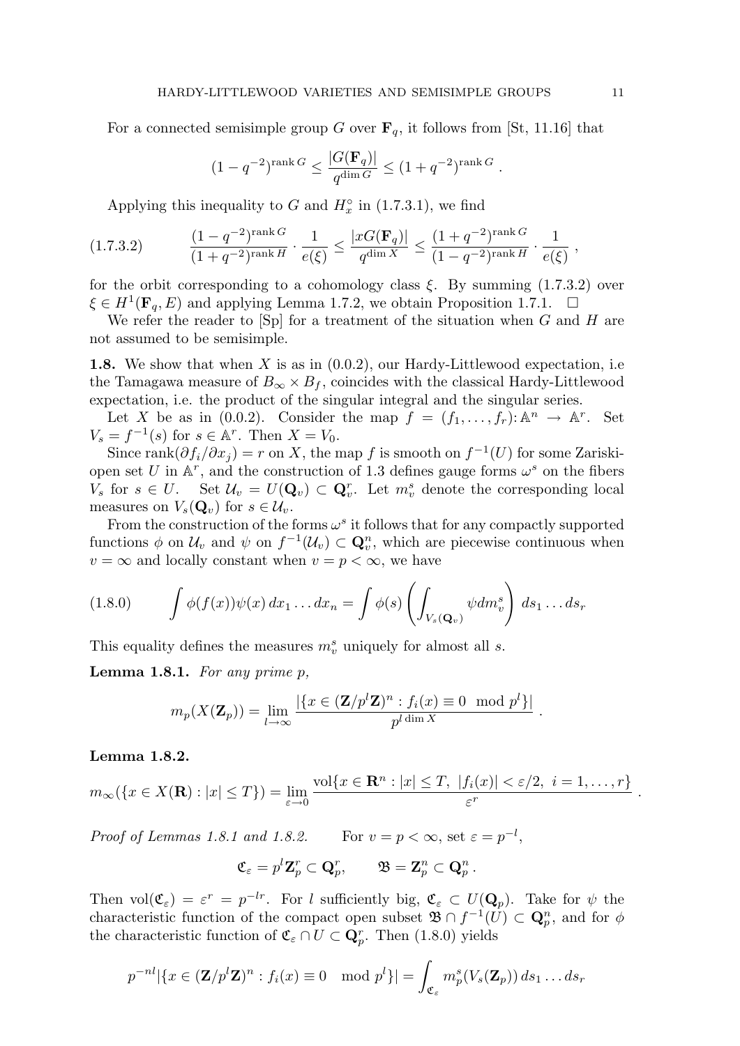For a connected semisimple group $G$ over $\mathbf{F}_q$, it follows from [St, 11.16] that

$$(1-q^{-2})^{\operatorname{rank} G} \leq \frac{|G(\mathbf{F}_q)|}{q^{\dim G}} \leq (1+q^{-2})^{\operatorname{rank} G}\ .$$

Applying this inequality to $G$ and $H_x^\circ$ in (1.7.3.1), we find

$$(1.7.3.2) \qquad \frac{(1-q^{-2})^{\operatorname{rank} G}}{(1+q^{-2})^{\operatorname{rank} H}} \cdot \frac{1}{e(\xi)} \leq \frac{|xG(\mathbf{F}_q)|}{q^{\dim X}} \leq \frac{(1+q^{-2})^{\operatorname{rank} G}}{(1-q^{-2})^{\operatorname{rank} H}} \cdot \frac{1}{e(\xi)}\ ,$$

for the orbit corresponding to a cohomology class $\xi$. By summing (1.7.3.2) over $\xi \in H^1(\mathbf{F}_q, E)$ and applying Lemma 1.7.2, we obtain Proposition 1.7.1. $\square$

We refer the reader to [Sp] for a treatment of the situation when $G$ and $H$ are not assumed to be semisimple.

**1.8.** We show that when $X$ is as in (0.0.2), our Hardy-Littlewood expectation, i.e the Tamagawa measure of $B_\infty \times B_f$, coincides with the classical Hardy-Littlewood expectation, i.e. the product of the singular integral and the singular series.

Let $X$ be as in (0.0.2). Consider the map $f = (f_1, \dots, f_r)\colon \mathbb{A}^n \to \mathbb{A}^r$. Set $V_s = f^{-1}(s)$ for $s \in \mathbb{A}^r$. Then $X = V_0$.

Since $\operatorname{rank}(\partial f_i/\partial x_j) = r$ on $X$, the map $f$ is smooth on $f^{-1}(U)$ for some Zariski-open set $U$ in $\mathbb{A}^r$, and the construction of 1.3 defines gauge forms $\omega^s$ on the fibers $V_s$ for $s \in U$. Set $\mathcal{U}_v = U(\mathbf{Q}_v) \subset \mathbf{Q}_v^r$. Let $m_v^s$ denote the corresponding local measures on $V_s(\mathbf{Q}_v)$ for $s \in \mathcal{U}_v$.

From the construction of the forms $\omega^s$ it follows that for any compactly supported functions $\phi$ on $\mathcal{U}_v$ and $\psi$ on $f^{-1}(\mathcal{U}_v) \subset \mathbf{Q}_v^n$, which are piecewise continuous when $v = \infty$ and locally constant when $v = p < \infty$, we have

$$(1.8.0) \qquad \int \phi(f(x))\psi(x)\, dx_1 \dots dx_n = \int \phi(s) \left( \int_{V_s(\mathbf{Q}_v)} \psi dm_v^s \right) ds_1 \dots ds_r$$

This equality defines the measures $m_v^s$ uniquely for almost all $s$.

**Lemma 1.8.1.** *For any prime $p$,*

$$m_p(X(\mathbf{Z}_p)) = \lim_{l\to\infty} \frac{|\{x \in (\mathbf{Z}/p^l\mathbf{Z})^n : f_i(x) \equiv 0 \mod p^l\}|}{p^{l \dim X}}\ .$$

**Lemma 1.8.2.**

$$m_\infty(\{x \in X(\mathbf{R}) : |x| \leq T\}) = \lim_{\varepsilon\to 0} \frac{\operatorname{vol}\{x \in \mathbf{R}^n : |x| \leq T,\ |f_i(x)| < \varepsilon/2,\ i = 1, \dots, r\}}{\varepsilon^r}\ .$$

*Proof of Lemmas 1.8.1 and 1.8.2.* For $v = p < \infty$, set $\varepsilon = p^{-l}$,

$$\mathfrak{C}_\varepsilon = p^l \mathbf{Z}_p^r \subset \mathbf{Q}_p^r, \qquad \mathfrak{B} = \mathbf{Z}_p^n \subset \mathbf{Q}_p^n\ .$$

Then $\operatorname{vol}(\mathfrak{C}_\varepsilon) = \varepsilon^r = p^{-lr}$. For $l$ sufficiently big, $\mathfrak{C}_\varepsilon \subset U(\mathbf{Q}_p)$. Take for $\psi$ the characteristic function of the compact open subset $\mathfrak{B} \cap f^{-1}(U) \subset \mathbf{Q}_p^n$, and for $\phi$ the characteristic function of $\mathfrak{C}_\varepsilon \cap U \subset \mathbf{Q}_p^r$. Then (1.8.0) yields

$$p^{-nl}|\{x \in (\mathbf{Z}/p^l\mathbf{Z})^n : f_i(x) \equiv 0 \mod p^l\}| = \int_{\mathfrak{C}_\varepsilon} m_p^s(V_s(\mathbf{Z}_p))\, ds_1 \dots ds_r$$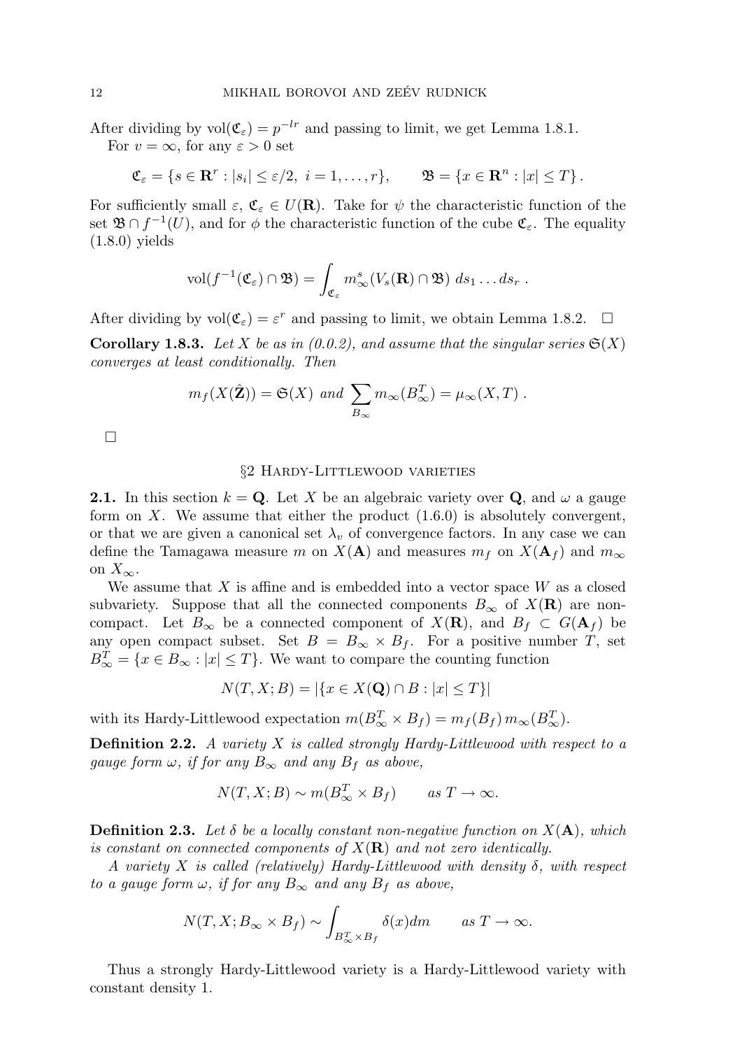After dividing by $\mathrm{vol}(\mathfrak{C}_\varepsilon) = p^{-lr}$ and passing to limit, we get Lemma 1.8.1.

For $v = \infty$, for any $\varepsilon > 0$ set

$$\mathfrak{C}_\varepsilon = \{s \in \mathbf{R}^r : |s_i| \le \varepsilon/2,\ i = 1, \dots, r\}, \qquad \mathfrak{B} = \{x \in \mathbf{R}^n : |x| \le T\}.$$

For sufficiently small $\varepsilon$, $\mathfrak{C}_\varepsilon \in U(\mathbf{R})$. Take for $\psi$ the characteristic function of the set $\mathfrak{B} \cap f^{-1}(U)$, and for $\phi$ the characteristic function of the cube $\mathfrak{C}_\varepsilon$. The equality (1.8.0) yields

$$\mathrm{vol}(f^{-1}(\mathfrak{C}_\varepsilon) \cap \mathfrak{B}) = \int_{\mathfrak{C}_\varepsilon} m_\infty^s(V_s(\mathbf{R}) \cap \mathfrak{B})\ ds_1 \dots ds_r\ .$$

After dividing by $\mathrm{vol}(\mathfrak{C}_\varepsilon) = \varepsilon^r$ and passing to limit, we obtain Lemma 1.8.2. $\square$

**Corollary 1.8.3.** *Let $X$ be as in (0.0.2), and assume that the singular series $\mathfrak{S}(X)$ converges at least conditionally. Then*

$$m_f(X(\hat{\mathbf{Z}})) = \mathfrak{S}(X) \text{ and } \sum_{B_\infty} m_\infty(B_\infty^T) = \mu_\infty(X, T)\ .$$

$\square$

## §2 Hardy-Littlewood varieties

**2.1.** In this section $k = \mathbf{Q}$. Let $X$ be an algebraic variety over $\mathbf{Q}$, and $\omega$ a gauge form on $X$. We assume that either the product (1.6.0) is absolutely convergent, or that we are given a canonical set $\lambda_v$ of convergence factors. In any case we can define the Tamagawa measure $m$ on $X(\mathbf{A})$ and measures $m_f$ on $X(\mathbf{A}_f)$ and $m_\infty$ on $X_\infty$.

We assume that $X$ is affine and is embedded into a vector space $W$ as a closed subvariety. Suppose that all the connected components $B_\infty$ of $X(\mathbf{R})$ are non-compact. Let $B_\infty$ be a connected component of $X(\mathbf{R})$, and $B_f \subset G(\mathbf{A}_f)$ be any open compact subset. Set $B = B_\infty \times B_f$. For a positive number $T$, set $B_\infty^T = \{x \in B_\infty : |x| \le T\}$. We want to compare the counting function

$$N(T, X; B) = |\{x \in X(\mathbf{Q}) \cap B : |x| \le T\}|$$

with its Hardy-Littlewood expectation $m(B_\infty^T \times B_f) = m_f(B_f)\, m_\infty(B_\infty^T)$.

**Definition 2.2.** *A variety $X$ is called strongly Hardy-Littlewood with respect to a gauge form $\omega$, if for any $B_\infty$ and any $B_f$ as above,*

$$N(T, X; B) \sim m(B_\infty^T \times B_f) \qquad \text{as } T \to \infty.$$

**Definition 2.3.** *Let $\delta$ be a locally constant non-negative function on $X(\mathbf{A})$, which is constant on connected components of $X(\mathbf{R})$ and not zero identically.*

*A variety $X$ is called (relatively) Hardy-Littlewood with density $\delta$, with respect to a gauge form $\omega$, if for any $B_\infty$ and any $B_f$ as above,*

$$N(T, X; B_\infty \times B_f) \sim \int_{B_\infty^T \times B_f} \delta(x) dm \qquad \text{as } T \to \infty.$$

Thus a strongly Hardy-Littlewood variety is a Hardy-Littlewood variety with constant density 1.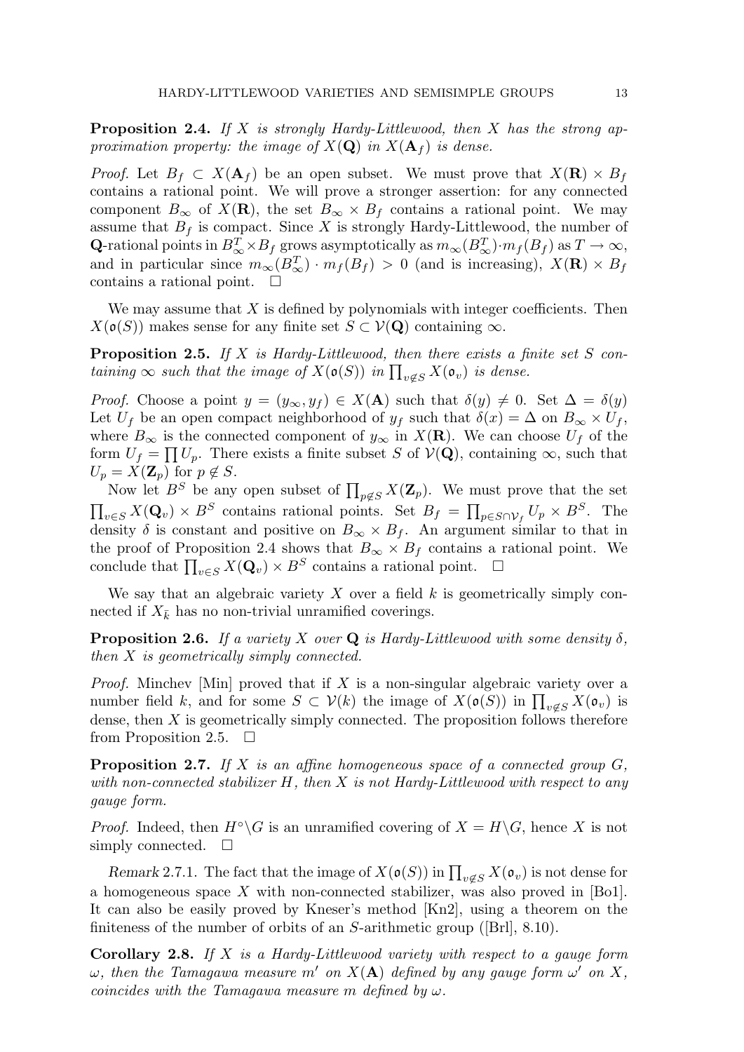**Proposition 2.4.** *If $X$ is strongly Hardy-Littlewood, then $X$ has the strong approximation property: the image of $X(\mathbf{Q})$ in $X(\mathbf{A}_f)$ is dense.*

*Proof.* Let $B_f \subset X(\mathbf{A}_f)$ be an open subset. We must prove that $X(\mathbf{R}) \times B_f$ contains a rational point. We will prove a stronger assertion: for any connected component $B_\infty$ of $X(\mathbf{R})$, the set $B_\infty \times B_f$ contains a rational point. We may assume that $B_f$ is compact. Since $X$ is strongly Hardy-Littlewood, the number of $\mathbf{Q}$-rational points in $B_\infty^T \times B_f$ grows asymptotically as $m_\infty(B_\infty^T) \cdot m_f(B_f)$ as $T \to \infty$, and in particular since $m_\infty(B_\infty^T) \cdot m_f(B_f) > 0$ (and is increasing), $X(\mathbf{R}) \times B_f$ contains a rational point. $\square$

We may assume that $X$ is defined by polynomials with integer coefficients. Then $X(\mathfrak{o}(S))$ makes sense for any finite set $S \subset \mathcal{V}(\mathbf{Q})$ containing $\infty$.

**Proposition 2.5.** *If $X$ is Hardy-Littlewood, then there exists a finite set $S$ containing $\infty$ such that the image of $X(\mathfrak{o}(S))$ in $\prod_{v \notin S} X(\mathfrak{o}_v)$ is dense.*

*Proof.* Choose a point $y = (y_\infty, y_f) \in X(\mathbf{A})$ such that $\delta(y) \neq 0$. Set $\Delta = \delta(y)$ Let $U_f$ be an open compact neighborhood of $y_f$ such that $\delta(x) = \Delta$ on $B_\infty \times U_f$, where $B_\infty$ is the connected component of $y_\infty$ in $X(\mathbf{R})$. We can choose $U_f$ of the form $U_f = \prod U_p$. There exists a finite subset $S$ of $\mathcal{V}(\mathbf{Q})$, containing $\infty$, such that $U_p = X(\mathbf{Z}_p)$ for $p \notin S$.

Now let $B^S$ be any open subset of $\prod_{p \notin S} X(\mathbf{Z}_p)$. We must prove that the set $\prod_{v \in S} X(\mathbf{Q}_v) \times B^S$ contains rational points. Set $B_f = \prod_{p \in S \cap \mathcal{V}_f} U_p \times B^S$. The density $\delta$ is constant and positive on $B_\infty \times B_f$. An argument similar to that in the proof of Proposition 2.4 shows that $B_\infty \times B_f$ contains a rational point. We conclude that $\prod_{v \in S} X(\mathbf{Q}_v) \times B^S$ contains a rational point. $\square$

We say that an algebraic variety $X$ over a field $k$ is geometrically simply connected if $X_{\bar{k}}$ has no non-trivial unramified coverings.

**Proposition 2.6.** *If a variety $X$ over $\mathbf{Q}$ is Hardy-Littlewood with some density $\delta$, then $X$ is geometrically simply connected.*

*Proof.* Minchev [Min] proved that if $X$ is a non-singular algebraic variety over a number field $k$, and for some $S \subset \mathcal{V}(k)$ the image of $X(\mathfrak{o}(S))$ in $\prod_{v \notin S} X(\mathfrak{o}_v)$ is dense, then $X$ is geometrically simply connected. The proposition follows therefore from Proposition 2.5. $\square$

**Proposition 2.7.** *If $X$ is an affine homogeneous space of a connected group $G$, with non-connected stabilizer $H$, then $X$ is not Hardy-Littlewood with respect to any gauge form.*

*Proof.* Indeed, then $H^\circ \backslash G$ is an unramified covering of $X = H \backslash G$, hence $X$ is not simply connected. $\square$

*Remark* 2.7.1. The fact that the image of $X(\mathfrak{o}(S))$ in $\prod_{v \notin S} X(\mathfrak{o}_v)$ is not dense for a homogeneous space $X$ with non-connected stabilizer, was also proved in [Bo1]. It can also be easily proved by Kneser's method [Kn2], using a theorem on the finiteness of the number of orbits of an $S$-arithmetic group ([Brl], 8.10).

**Corollary 2.8.** *If $X$ is a Hardy-Littlewood variety with respect to a gauge form $\omega$, then the Tamagawa measure $m'$ on $X(\mathbf{A})$ defined by any gauge form $\omega'$ on $X$, coincides with the Tamagawa measure $m$ defined by $\omega$.*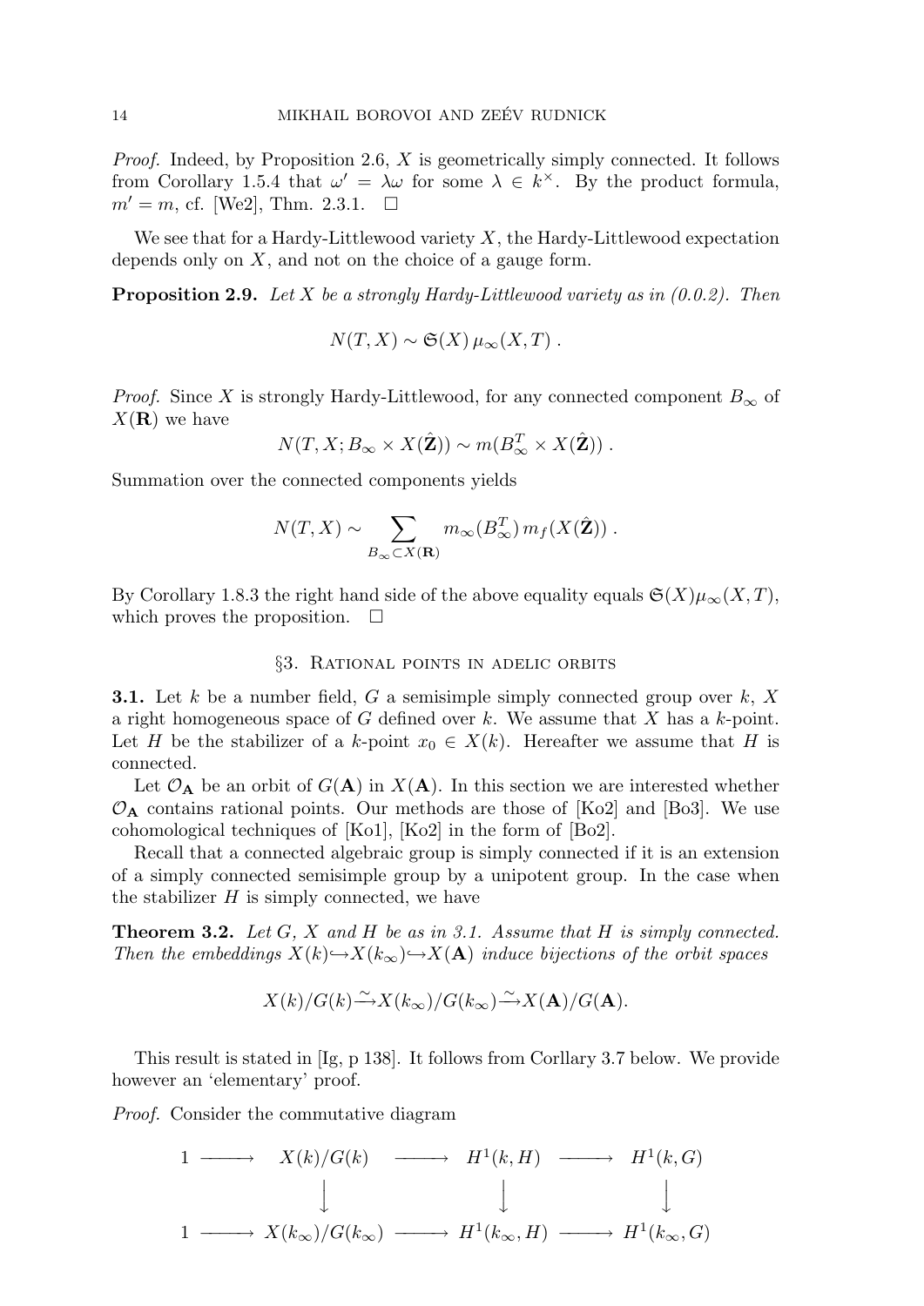*Proof.* Indeed, by Proposition 2.6, $X$ is geometrically simply connected. It follows from Corollary 1.5.4 that $\omega' = \lambda\omega$ for some $\lambda \in k^\times$. By the product formula, $m' = m$, cf. [We2], Thm. 2.3.1. $\square$

We see that for a Hardy-Littlewood variety $X$, the Hardy-Littlewood expectation depends only on $X$, and not on the choice of a gauge form.

**Proposition 2.9.** *Let $X$ be a strongly Hardy-Littlewood variety as in (0.0.2). Then*

$$N(T, X) \sim \mathfrak{S}(X)\, \mu_\infty(X, T)\ .$$

*Proof.* Since $X$ is strongly Hardy-Littlewood, for any connected component $B_\infty$ of $X(\mathbf{R})$ we have

$$N(T, X; B_\infty \times X(\hat{\mathbf{Z}})) \sim m(B_\infty^T \times X(\hat{\mathbf{Z}}))\ .$$

Summation over the connected components yields

$$N(T, X) \sim \sum_{B_\infty \subset X(\mathbf{R})} m_\infty(B_\infty^T)\, m_f(X(\hat{\mathbf{Z}}))\ .$$

By Corollary 1.8.3 the right hand side of the above equality equals $\mathfrak{S}(X)\mu_\infty(X, T)$, which proves the proposition. $\square$

## §3. Rational points in adelic orbits

**3.1.** Let $k$ be a number field, $G$ a semisimple simply connected group over $k$, $X$ a right homogeneous space of $G$ defined over $k$. We assume that $X$ has a $k$-point. Let $H$ be the stabilizer of a $k$-point $x_0 \in X(k)$. Hereafter we assume that $H$ is connected.

Let $\mathcal{O}_\mathbf{A}$ be an orbit of $G(\mathbf{A})$ in $X(\mathbf{A})$. In this section we are interested whether $\mathcal{O}_\mathbf{A}$ contains rational points. Our methods are those of [Ko2] and [Bo3]. We use cohomological techniques of [Ko1], [Ko2] in the form of [Bo2].

Recall that a connected algebraic group is simply connected if it is an extension of a simply connected semisimple group by a unipotent group. In the case when the stabilizer $H$ is simply connected, we have

**Theorem 3.2.** *Let $G$, $X$ and $H$ be as in 3.1. Assume that $H$ is simply connected. Then the embeddings $X(k) \hookrightarrow X(k_\infty) \hookrightarrow X(\mathbf{A})$ induce bijections of the orbit spaces*

$$X(k)/G(k) \xrightarrow{\sim} X(k_\infty)/G(k_\infty) \xrightarrow{\sim} X(\mathbf{A})/G(\mathbf{A}).$$

This result is stated in [Ig, p 138]. It follows from Corllary 3.7 below. We provide however an 'elementary' proof.

*Proof.* Consider the commutative diagram

$$\begin{array}{ccccccc}
1 & \longrightarrow & X(k)/G(k) & \longrightarrow & H^1(k, H) & \longrightarrow & H^1(k, G) \\
 & & \big\downarrow & & \big\downarrow & & \big\downarrow \\
1 & \longrightarrow & X(k_\infty)/G(k_\infty) & \longrightarrow & H^1(k_\infty, H) & \longrightarrow & H^1(k_\infty, G)
\end{array}$$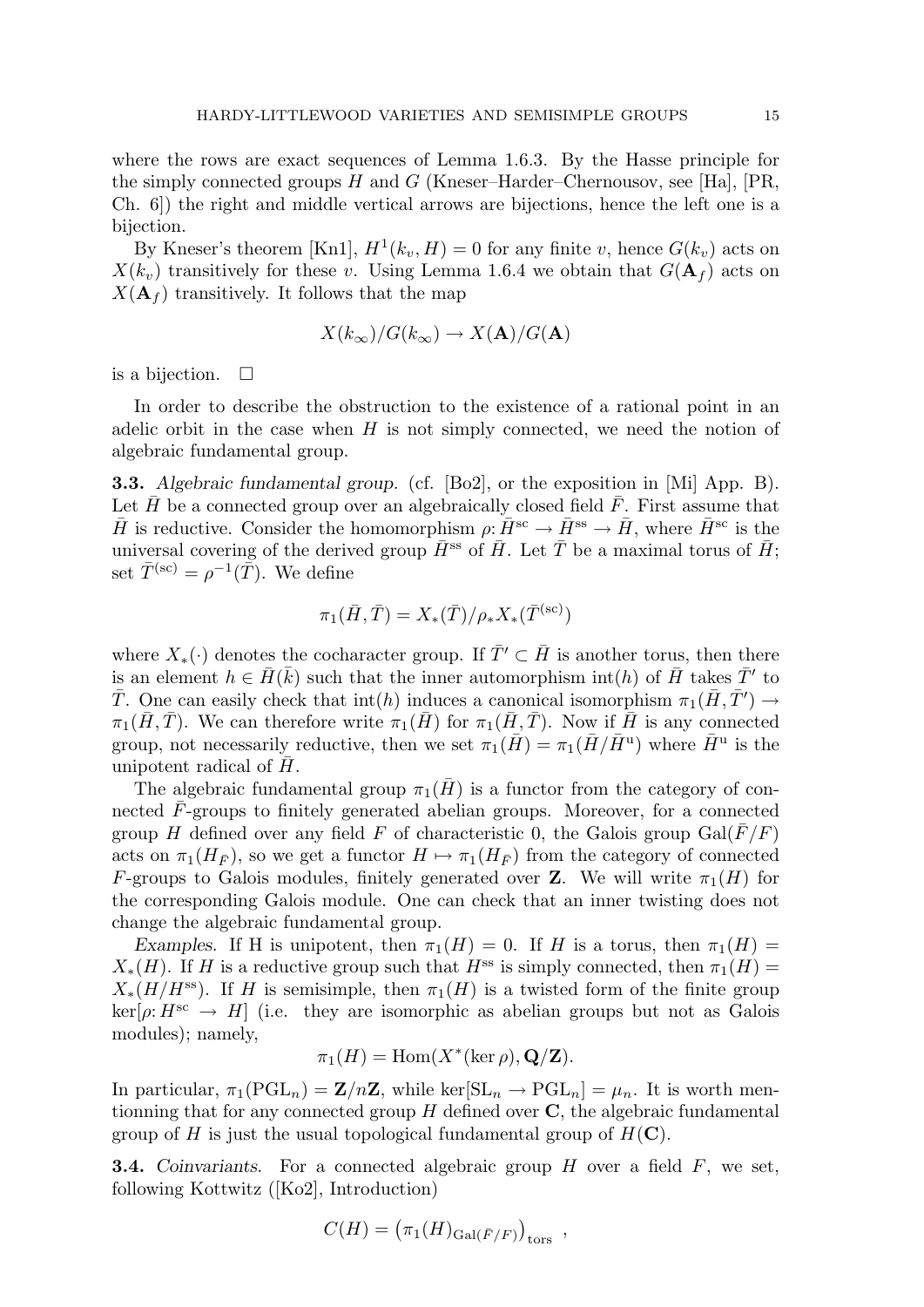where the rows are exact sequences of Lemma 1.6.3. By the Hasse principle for the simply connected groups $H$ and $G$ (Kneser–Harder–Chernousov, see [Ha], [PR, Ch. 6]) the right and middle vertical arrows are bijections, hence the left one is a bijection.

By Kneser's theorem [Kn1], $H^1(k_v, H) = 0$ for any finite $v$, hence $G(k_v)$ acts on $X(k_v)$ transitively for these $v$. Using Lemma 1.6.4 we obtain that $G(\mathbf{A}_f)$ acts on $X(\mathbf{A}_f)$ transitively. It follows that the map

$$X(k_\infty)/G(k_\infty) \to X(\mathbf{A})/G(\mathbf{A})$$

is a bijection. $\square$

In order to describe the obstruction to the existence of a rational point in an adelic orbit in the case when $H$ is not simply connected, we need the notion of algebraic fundamental group.

**3.3.** *Algebraic fundamental group.* (cf. [Bo2], or the exposition in [Mi] App. B). Let $\bar{H}$ be a connected group over an algebraically closed field $\bar{F}$. First assume that $\bar{H}$ is reductive. Consider the homomorphism $\rho\colon \bar{H}^{\mathrm{sc}} \to \bar{H}^{\mathrm{ss}} \to \bar{H}$, where $\bar{H}^{\mathrm{sc}}$ is the universal covering of the derived group $\bar{H}^{\mathrm{ss}}$ of $\bar{H}$. Let $\bar{T}$ be a maximal torus of $\bar{H}$; set $\bar{T}^{(\mathrm{sc})} = \rho^{-1}(\bar{T})$. We define

$$\pi_1(\bar{H}, \bar{T}) = X_*(\bar{T})/\rho_* X_*(\bar{T}^{(\mathrm{sc})})$$

where $X_*(\cdot)$ denotes the cocharacter group. If $\bar{T}' \subset \bar{H}$ is another torus, then there is an element $h \in \bar{H}(\bar{k})$ such that the inner automorphism $\mathrm{int}(h)$ of $\bar{H}$ takes $\bar{T}'$ to $\bar{T}$. One can easily check that $\mathrm{int}(h)$ induces a canonical isomorphism $\pi_1(\bar{H}, \bar{T}') \to \pi_1(\bar{H}, \bar{T})$. We can therefore write $\pi_1(\bar{H})$ for $\pi_1(\bar{H}, \bar{T})$. Now if $\bar{H}$ is any connected group, not necessarily reductive, then we set $\pi_1(\bar{H}) = \pi_1(\bar{H}/\bar{H}^{\mathrm{u}})$ where $\bar{H}^{\mathrm{u}}$ is the unipotent radical of $\bar{H}$.

The algebraic fundamental group $\pi_1(\bar{H})$ is a functor from the category of connected $\bar{F}$-groups to finitely generated abelian groups. Moreover, for a connected group $H$ defined over any field $F$ of characteristic 0, the Galois group $\mathrm{Gal}(\bar{F}/F)$ acts on $\pi_1(H_{\bar{F}})$, so we get a functor $H \mapsto \pi_1(H_{\bar{F}})$ from the category of connected $F$-groups to Galois modules, finitely generated over $\mathbf{Z}$. We will write $\pi_1(H)$ for the corresponding Galois module. One can check that an inner twisting does not change the algebraic fundamental group.

*Examples.* If H is unipotent, then $\pi_1(H) = 0$. If $H$ is a torus, then $\pi_1(H) = X_*(H)$. If $H$ is a reductive group such that $H^{\mathrm{ss}}$ is simply connected, then $\pi_1(H) = X_*(H/H^{\mathrm{ss}})$. If $H$ is semisimple, then $\pi_1(H)$ is a twisted form of the finite group $\ker[\rho\colon H^{\mathrm{sc}} \to H]$ (i.e. they are isomorphic as abelian groups but not as Galois modules); namely,

$$\pi_1(H) = \mathrm{Hom}(X^*(\ker \rho), \mathbf{Q}/\mathbf{Z}).$$

In particular, $\pi_1(\mathrm{PGL}_n) = \mathbf{Z}/n\mathbf{Z}$, while $\ker[\mathrm{SL}_n \to \mathrm{PGL}_n] = \mu_n$. It is worth mentionning that for any connected group $H$ defined over $\mathbf{C}$, the algebraic fundamental group of $H$ is just the usual topological fundamental group of $H(\mathbf{C})$.

**3.4.** *Coinvariants.* For a connected algebraic group $H$ over a field $F$, we set, following Kottwitz ([Ko2], Introduction)

$$C(H) = \left(\pi_1(H)_{\mathrm{Gal}(\bar{F}/F)}\right)_{\mathrm{tors}} ,$$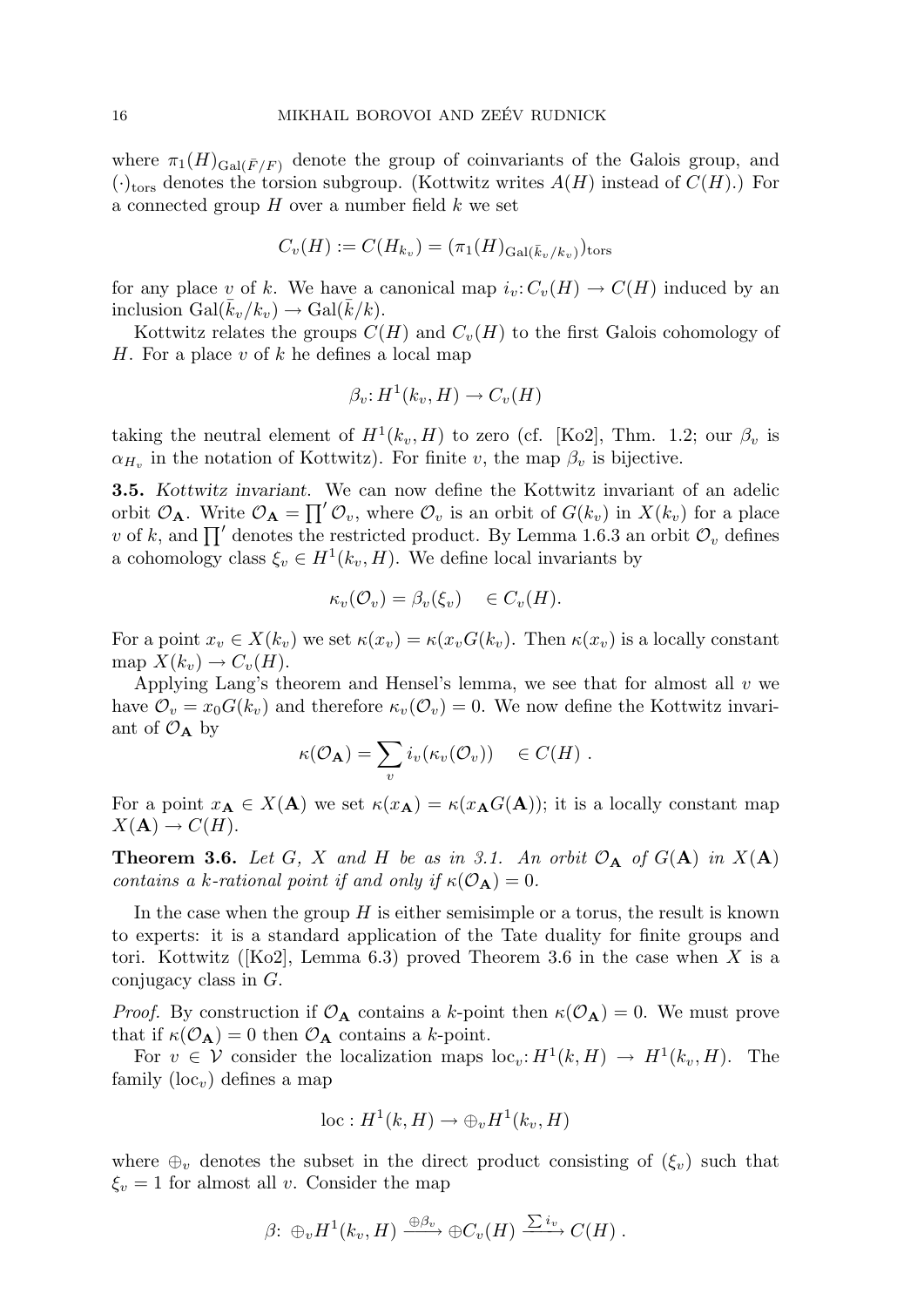where $\pi_1(H)_{\mathrm{Gal}(\bar{F}/F)}$ denote the group of coinvariants of the Galois group, and $(\cdot)_{\mathrm{tors}}$ denotes the torsion subgroup. (Kottwitz writes $A(H)$ instead of $C(H)$.) For a connected group $H$ over a number field $k$ we set

$$C_v(H) := C(H_{k_v}) = (\pi_1(H)_{\mathrm{Gal}(\bar{k}_v/k_v)})_{\mathrm{tors}}$$

for any place $v$ of $k$. We have a canonical map $i_v\colon C_v(H) \to C(H)$ induced by an inclusion $\mathrm{Gal}(\bar{k}_v/k_v) \to \mathrm{Gal}(\bar{k}/k)$.

Kottwitz relates the groups $C(H)$ and $C_v(H)$ to the first Galois cohomology of $H$. For a place $v$ of $k$ he defines a local map

$$\beta_v\colon H^1(k_v, H) \to C_v(H)$$

taking the neutral element of $H^1(k_v, H)$ to zero (cf. [Ko2], Thm. 1.2; our $\beta_v$ is $\alpha_{H_v}$ in the notation of Kottwitz). For finite $v$, the map $\beta_v$ is bijective.

**3.5.** *Kottwitz invariant.* We can now define the Kottwitz invariant of an adelic orbit $\mathcal{O}_{\mathbf{A}}$. Write $\mathcal{O}_{\mathbf{A}} = \prod' \mathcal{O}_v$, where $\mathcal{O}_v$ is an orbit of $G(k_v)$ in $X(k_v)$ for a place $v$ of $k$, and $\prod'$ denotes the restricted product. By Lemma 1.6.3 an orbit $\mathcal{O}_v$ defines a cohomology class $\xi_v \in H^1(k_v, H)$. We define local invariants by

$$\kappa_v(\mathcal{O}_v) = \beta_v(\xi_v) \quad \in C_v(H).$$

For a point $x_v \in X(k_v)$ we set $\kappa(x_v) = \kappa(x_v G(k_v))$. Then $\kappa(x_v)$ is a locally constant map $X(k_v) \to C_v(H)$.

Applying Lang's theorem and Hensel's lemma, we see that for almost all $v$ we have $\mathcal{O}_v = x_0 G(k_v)$ and therefore $\kappa_v(\mathcal{O}_v) = 0$. We now define the Kottwitz invariant of $\mathcal{O}_{\mathbf{A}}$ by

$$\kappa(\mathcal{O}_{\mathbf{A}}) = \sum_v i_v(\kappa_v(\mathcal{O}_v)) \quad \in C(H)\ .$$

For a point $x_{\mathbf{A}} \in X(\mathbf{A})$ we set $\kappa(x_{\mathbf{A}}) = \kappa(x_{\mathbf{A}} G(\mathbf{A}))$; it is a locally constant map $X(\mathbf{A}) \to C(H)$.

**Theorem 3.6.** *Let $G$, $X$ and $H$ be as in 3.1. An orbit $\mathcal{O}_{\mathbf{A}}$ of $G(\mathbf{A})$ in $X(\mathbf{A})$ contains a $k$-rational point if and only if $\kappa(\mathcal{O}_{\mathbf{A}}) = 0$.*

In the case when the group $H$ is either semisimple or a torus, the result is known to experts: it is a standard application of the Tate duality for finite groups and tori. Kottwitz ([Ko2], Lemma 6.3) proved Theorem 3.6 in the case when $X$ is a conjugacy class in $G$.

*Proof.* By construction if $\mathcal{O}_{\mathbf{A}}$ contains a $k$-point then $\kappa(\mathcal{O}_{\mathbf{A}}) = 0$. We must prove that if $\kappa(\mathcal{O}_{\mathbf{A}}) = 0$ then $\mathcal{O}_{\mathbf{A}}$ contains a $k$-point.

For $v \in \mathcal{V}$ consider the localization maps $\mathrm{loc}_v\colon H^1(k, H) \to H^1(k_v, H)$. The family $(\mathrm{loc}_v)$ defines a map

$$\mathrm{loc} : H^1(k, H) \to \oplus_v H^1(k_v, H)$$

where $\oplus_v$ denotes the subset in the direct product consisting of $(\xi_v)$ such that $\xi_v = 1$ for almost all $v$. Consider the map

$$\beta\colon\ \oplus_v H^1(k_v, H) \xrightarrow{\oplus \beta_v} \oplus C_v(H) \xrightarrow{\sum i_v} C(H)\ .$$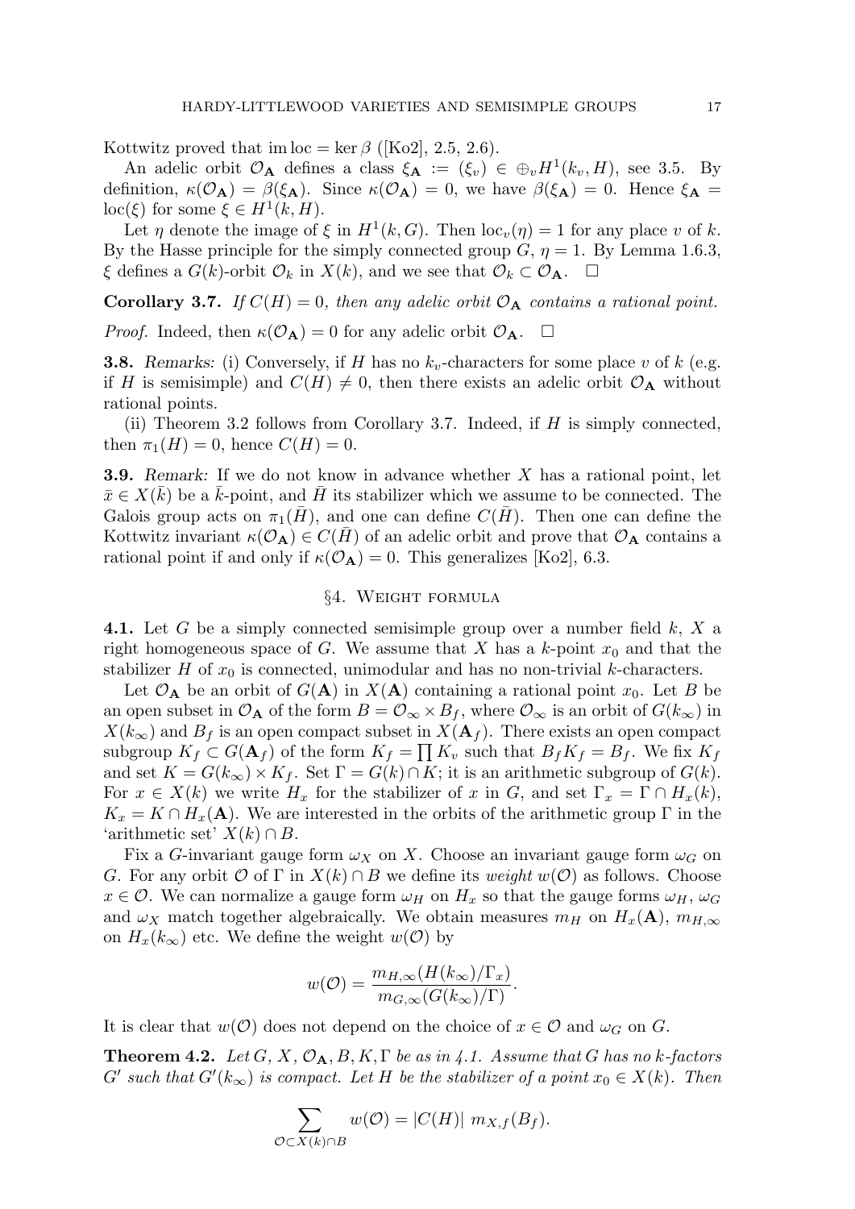Kottwitz proved that $\operatorname{im}\operatorname{loc} = \ker\beta$ ([Ko2], 2.5, 2.6).

An adelic orbit $\mathcal{O}_{\mathbf{A}}$ defines a class $\xi_{\mathbf{A}} := (\xi_v) \in \oplus_v H^1(k_v, H)$, see 3.5. By definition, $\kappa(\mathcal{O}_{\mathbf{A}}) = \beta(\xi_{\mathbf{A}})$. Since $\kappa(\mathcal{O}_{\mathbf{A}}) = 0$, we have $\beta(\xi_{\mathbf{A}}) = 0$. Hence $\xi_{\mathbf{A}} = \operatorname{loc}(\xi)$ for some $\xi \in H^1(k, H)$.

Let $\eta$ denote the image of $\xi$ in $H^1(k, G)$. Then $\operatorname{loc}_v(\eta) = 1$ for any place $v$ of $k$. By the Hasse principle for the simply connected group $G$, $\eta = 1$. By Lemma 1.6.3, $\xi$ defines a $G(k)$-orbit $\mathcal{O}_k$ in $X(k)$, and we see that $\mathcal{O}_k \subset \mathcal{O}_{\mathbf{A}}$. $\square$

**Corollary 3.7.** *If $C(H) = 0$, then any adelic orbit $\mathcal{O}_{\mathbf{A}}$ contains a rational point.*

*Proof.* Indeed, then $\kappa(\mathcal{O}_{\mathbf{A}}) = 0$ for any adelic orbit $\mathcal{O}_{\mathbf{A}}$. $\square$

**3.8.** *Remarks:* (i) Conversely, if $H$ has no $k_v$-characters for some place $v$ of $k$ (e.g. if $H$ is semisimple) and $C(H) \neq 0$, then there exists an adelic orbit $\mathcal{O}_{\mathbf{A}}$ without rational points.

(ii) Theorem 3.2 follows from Corollary 3.7. Indeed, if $H$ is simply connected, then $\pi_1(H) = 0$, hence $C(H) = 0$.

**3.9.** *Remark:* If we do not know in advance whether $X$ has a rational point, let $\bar{x} \in X(\bar{k})$ be a $\bar{k}$-point, and $\bar{H}$ its stabilizer which we assume to be connected. The Galois group acts on $\pi_1(\bar{H})$, and one can define $C(\bar{H})$. Then one can define the Kottwitz invariant $\kappa(\mathcal{O}_{\mathbf{A}}) \in C(\bar{H})$ of an adelic orbit and prove that $\mathcal{O}_{\mathbf{A}}$ contains a rational point if and only if $\kappa(\mathcal{O}_{\mathbf{A}}) = 0$. This generalizes [Ko2], 6.3.

## §4. Weight formula

**4.1.** Let $G$ be a simply connected semisimple group over a number field $k$, $X$ a right homogeneous space of $G$. We assume that $X$ has a $k$-point $x_0$ and that the stabilizer $H$ of $x_0$ is connected, unimodular and has no non-trivial $k$-characters.

Let $\mathcal{O}_{\mathbf{A}}$ be an orbit of $G(\mathbf{A})$ in $X(\mathbf{A})$ containing a rational point $x_0$. Let $B$ be an open subset in $\mathcal{O}_{\mathbf{A}}$ of the form $B = \mathcal{O}_\infty \times B_f$, where $\mathcal{O}_\infty$ is an orbit of $G(k_\infty)$ in $X(k_\infty)$ and $B_f$ is an open compact subset in $X(\mathbf{A}_f)$. There exists an open compact subgroup $K_f \subset G(\mathbf{A}_f)$ of the form $K_f = \prod K_v$ such that $B_f K_f = B_f$. We fix $K_f$ and set $K = G(k_\infty) \times K_f$. Set $\Gamma = G(k) \cap K$; it is an arithmetic subgroup of $G(k)$. For $x \in X(k)$ we write $H_x$ for the stabilizer of $x$ in $G$, and set $\Gamma_x = \Gamma \cap H_x(k)$, $K_x = K \cap H_x(\mathbf{A})$. We are interested in the orbits of the arithmetic group $\Gamma$ in the 'arithmetic set' $X(k) \cap B$.

Fix a $G$-invariant gauge form $\omega_X$ on $X$. Choose an invariant gauge form $\omega_G$ on $G$. For any orbit $\mathcal{O}$ of $\Gamma$ in $X(k) \cap B$ we define its *weight* $w(\mathcal{O})$ as follows. Choose $x \in \mathcal{O}$. We can normalize a gauge form $\omega_H$ on $H_x$ so that the gauge forms $\omega_H$, $\omega_G$ and $\omega_X$ match together algebraically. We obtain measures $m_H$ on $H_x(\mathbf{A})$, $m_{H,\infty}$ on $H_x(k_\infty)$ etc. We define the weight $w(\mathcal{O})$ by

$$w(\mathcal{O}) = \frac{m_{H,\infty}(H(k_\infty)/\Gamma_x)}{m_{G,\infty}(G(k_\infty)/\Gamma)}.$$

It is clear that $w(\mathcal{O})$ does not depend on the choice of $x \in \mathcal{O}$ and $\omega_G$ on $G$.

**Theorem 4.2.** *Let $G$, $X$, $\mathcal{O}_{\mathbf{A}}$, $B$, $K$, $\Gamma$ be as in 4.1. Assume that $G$ has no $k$-factors $G'$ such that $G'(k_\infty)$ is compact. Let $H$ be the stabilizer of a point $x_0 \in X(k)$. Then*

$$\sum_{\mathcal{O} \subset X(k) \cap B} w(\mathcal{O}) = |C(H)|\ m_{X,f}(B_f).$$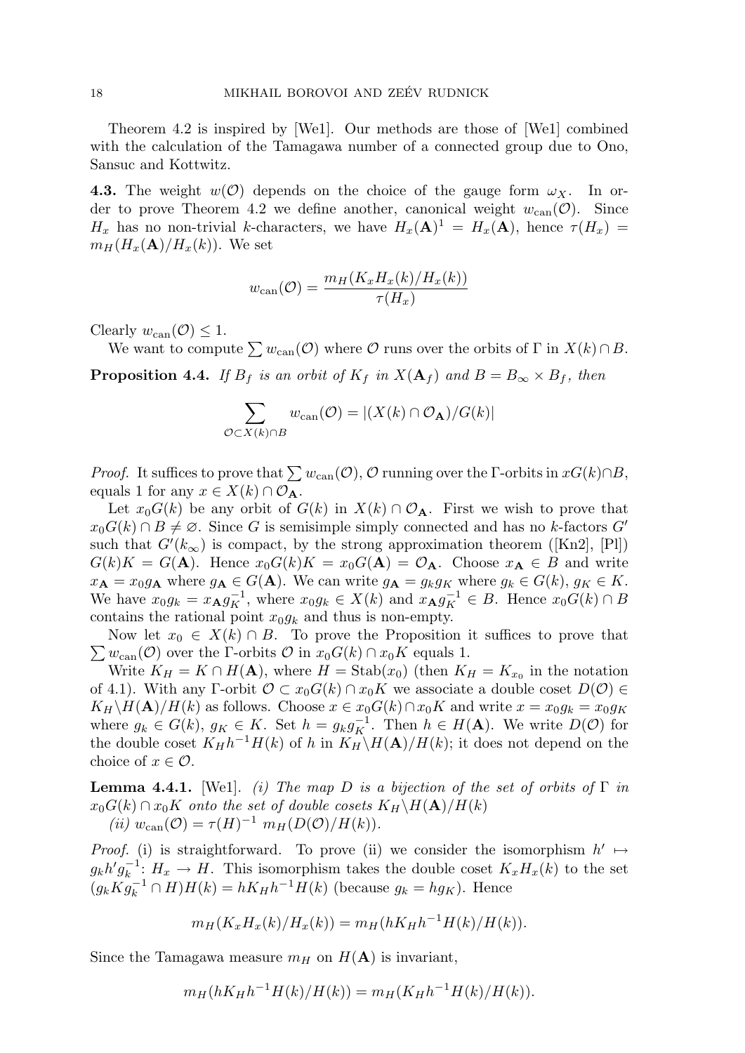Theorem 4.2 is inspired by [We1]. Our methods are those of [We1] combined with the calculation of the Tamagawa number of a connected group due to Ono, Sansuc and Kottwitz.

**4.3.** The weight $w(\mathcal{O})$ depends on the choice of the gauge form $\omega_X$. In order to prove Theorem 4.2 we define another, canonical weight $w_{\rm can}(\mathcal{O})$. Since $H_x$ has no non-trivial $k$-characters, we have $H_x(\mathbf{A})^1 = H_x(\mathbf{A})$, hence $\tau(H_x) = m_H(H_x(\mathbf{A})/H_x(k))$. We set

$$w_{\rm can}(\mathcal{O}) = \frac{m_H(K_x H_x(k)/H_x(k))}{\tau(H_x)}$$

Clearly $w_{\rm can}(\mathcal{O}) \leq 1$.

We want to compute $\sum w_{\rm can}(\mathcal{O})$ where $\mathcal{O}$ runs over the orbits of $\Gamma$ in $X(k) \cap B$.

**Proposition 4.4.** *If $B_f$ is an orbit of $K_f$ in $X(\mathbf{A}_f)$ and $B = B_\infty \times B_f$, then*

$$\sum_{\mathcal{O} \subset X(k) \cap B} w_{\rm can}(\mathcal{O}) = |(X(k) \cap \mathcal{O}_{\mathbf{A}})/G(k)|$$

*Proof.* It suffices to prove that $\sum w_{\rm can}(\mathcal{O})$, $\mathcal{O}$ running over the $\Gamma$-orbits in $xG(k) \cap B$, equals 1 for any $x \in X(k) \cap \mathcal{O}_{\mathbf{A}}$.

Let $x_0 G(k)$ be any orbit of $G(k)$ in $X(k) \cap \mathcal{O}_{\mathbf{A}}$. First we wish to prove that $x_0 G(k) \cap B \neq \varnothing$. Since $G$ is semisimple simply connected and has no $k$-factors $G'$ such that $G'(k_\infty)$ is compact, by the strong approximation theorem ([Kn2], [Pl]) $G(k)K = G(\mathbf{A})$. Hence $x_0 G(k) K = x_0 G(\mathbf{A}) = \mathcal{O}_{\mathbf{A}}$. Choose $x_{\mathbf{A}} \in B$ and write $x_{\mathbf{A}} = x_0 g_{\mathbf{A}}$ where $g_{\mathbf{A}} \in G(\mathbf{A})$. We can write $g_{\mathbf{A}} = g_k g_K$ where $g_k \in G(k)$, $g_K \in K$. We have $x_0 g_k = x_{\mathbf{A}} g_K^{-1}$, where $x_0 g_k \in X(k)$ and $x_{\mathbf{A}} g_K^{-1} \in B$. Hence $x_0 G(k) \cap B$ contains the rational point $x_0 g_k$ and thus is non-empty.

Now let $x_0 \in X(k) \cap B$. To prove the Proposition it suffices to prove that $\sum w_{\rm can}(\mathcal{O})$ over the $\Gamma$-orbits $\mathcal{O}$ in $x_0 G(k) \cap x_0 K$ equals 1.

Write $K_H = K \cap H(\mathbf{A})$, where $H = \mathrm{Stab}(x_0)$ (then $K_H = K_{x_0}$ in the notation of 4.1). With any $\Gamma$-orbit $\mathcal{O} \subset x_0 G(k) \cap x_0 K$ we associate a double coset $D(\mathcal{O}) \in K_H \backslash H(\mathbf{A})/H(k)$ as follows. Choose $x \in x_0 G(k) \cap x_0 K$ and write $x = x_0 g_k = x_0 g_K$ where $g_k \in G(k)$, $g_K \in K$. Set $h = g_k g_K^{-1}$. Then $h \in H(\mathbf{A})$. We write $D(\mathcal{O})$ for the double coset $K_H h^{-1} H(k)$ of $h$ in $K_H \backslash H(\mathbf{A})/H(k)$; it does not depend on the choice of $x \in \mathcal{O}$.

**Lemma 4.4.1.** [We1]. *(i) The map $D$ is a bijection of the set of orbits of $\Gamma$ in $x_0 G(k) \cap x_0 K$ onto the set of double cosets $K_H \backslash H(\mathbf{A})/H(k)$*

*(ii) $w_{\rm can}(\mathcal{O}) = \tau(H)^{-1}\, m_H(D(\mathcal{O})/H(k))$.*

*Proof.* (i) is straightforward. To prove (ii) we consider the isomorphism $h' \mapsto g_k h' g_k^{-1}\colon H_x \to H$. This isomorphism takes the double coset $K_x H_x(k)$ to the set $(g_k K g_k^{-1} \cap H)H(k) = h K_H h^{-1} H(k)$ (because $g_k = h g_K$). Hence

$$m_H(K_x H_x(k)/H_x(k)) = m_H(h K_H h^{-1} H(k)/H(k)).$$

Since the Tamagawa measure $m_H$ on $H(\mathbf{A})$ is invariant,

$$m_H(h K_H h^{-1} H(k)/H(k)) = m_H(K_H h^{-1} H(k)/H(k)).$$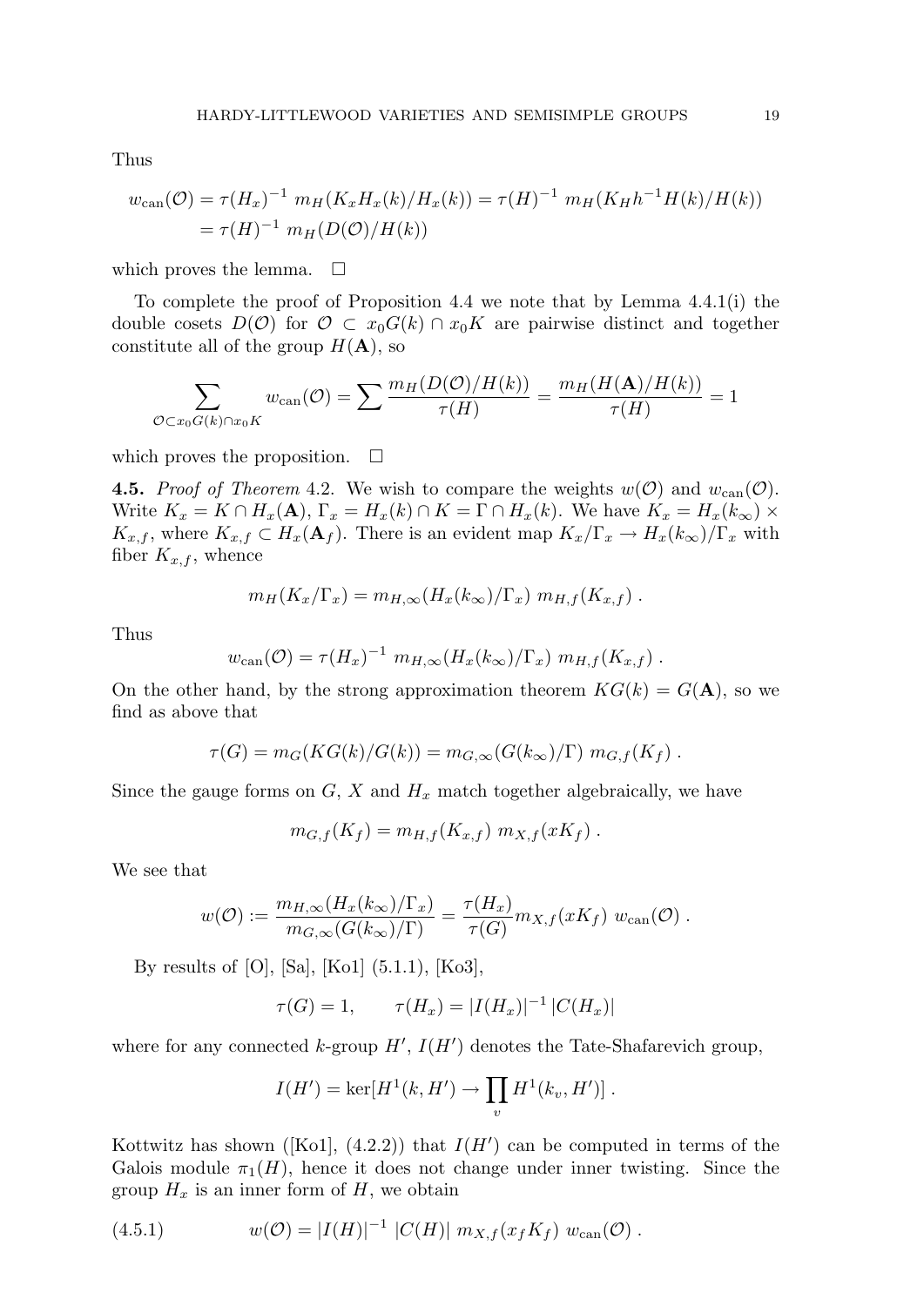Thus

$$
\begin{aligned}
w_{\mathrm{can}}(\mathcal{O}) &= \tau(H_x)^{-1}\ m_H(K_x H_x(k)/H_x(k)) = \tau(H)^{-1}\ m_H(K_H h^{-1} H(k)/H(k)) \\
&= \tau(H)^{-1}\ m_H(D(\mathcal{O})/H(k))
\end{aligned}
$$

which proves the lemma. $\square$

To complete the proof of Proposition 4.4 we note that by Lemma 4.4.1(i) the double cosets $D(\mathcal{O})$ for $\mathcal{O} \subset x_0 G(k) \cap x_0 K$ are pairwise distinct and together constitute all of the group $H(\mathbf{A})$, so

$$
\sum_{\mathcal{O} \subset x_0 G(k) \cap x_0 K} w_{\mathrm{can}}(\mathcal{O}) = \sum \frac{m_H(D(\mathcal{O})/H(k))}{\tau(H)} = \frac{m_H(H(\mathbf{A})/H(k))}{\tau(H)} = 1
$$

which proves the proposition. $\square$

**4.5.** *Proof of Theorem* 4.2. We wish to compare the weights $w(\mathcal{O})$ and $w_{\mathrm{can}}(\mathcal{O})$. Write $K_x = K \cap H_x(\mathbf{A})$, $\Gamma_x = H_x(k) \cap K = \Gamma \cap H_x(k)$. We have $K_x = H_x(k_\infty) \times K_{x,f}$, where $K_{x,f} \subset H_x(\mathbf{A}_f)$. There is an evident map $K_x/\Gamma_x \to H_x(k_\infty)/\Gamma_x$ with fiber $K_{x,f}$, whence

$$
m_H(K_x/\Gamma_x) = m_{H,\infty}(H_x(k_\infty)/\Gamma_x)\ m_{H,f}(K_{x,f})\ .
$$

Thus

$$
w_{\mathrm{can}}(\mathcal{O}) = \tau(H_x)^{-1}\ m_{H,\infty}(H_x(k_\infty)/\Gamma_x)\ m_{H,f}(K_{x,f})\ .
$$

On the other hand, by the strong approximation theorem $KG(k) = G(\mathbf{A})$, so we find as above that

$$
\tau(G) = m_G(KG(k)/G(k)) = m_{G,\infty}(G(k_\infty)/\Gamma)\ m_{G,f}(K_f)\ .
$$

Since the gauge forms on $G$, $X$ and $H_x$ match together algebraically, we have

$$
m_{G,f}(K_f) = m_{H,f}(K_{x,f})\ m_{X,f}(xK_f)\ .
$$

We see that

$$
w(\mathcal{O}) := \frac{m_{H,\infty}(H_x(k_\infty)/\Gamma_x)}{m_{G,\infty}(G(k_\infty)/\Gamma)} = \frac{\tau(H_x)}{\tau(G)} m_{X,f}(xK_f)\ w_{\mathrm{can}}(\mathcal{O})\ .
$$

By results of [O], [Sa], [Ko1] (5.1.1), [Ko3],

$$
\tau(G) = 1, \qquad \tau(H_x) = |I(H_x)|^{-1}\, |C(H_x)|
$$

where for any connected $k$-group $H'$, $I(H')$ denotes the Tate-Shafarevich group,

$$
I(H') = \ker[H^1(k, H') \to \prod_v H^1(k_v, H')]\ .
$$

Kottwitz has shown ([Ko1], (4.2.2)) that $I(H')$ can be computed in terms of the Galois module $\pi_1(H)$, hence it does not change under inner twisting. Since the group $H_x$ is an inner form of $H$, we obtain

$$
w(\mathcal{O}) = |I(H)|^{-1}\ |C(H)|\ m_{X,f}(x_f K_f)\ w_{\mathrm{can}}(\mathcal{O})\ . \tag{4.5.1}
$$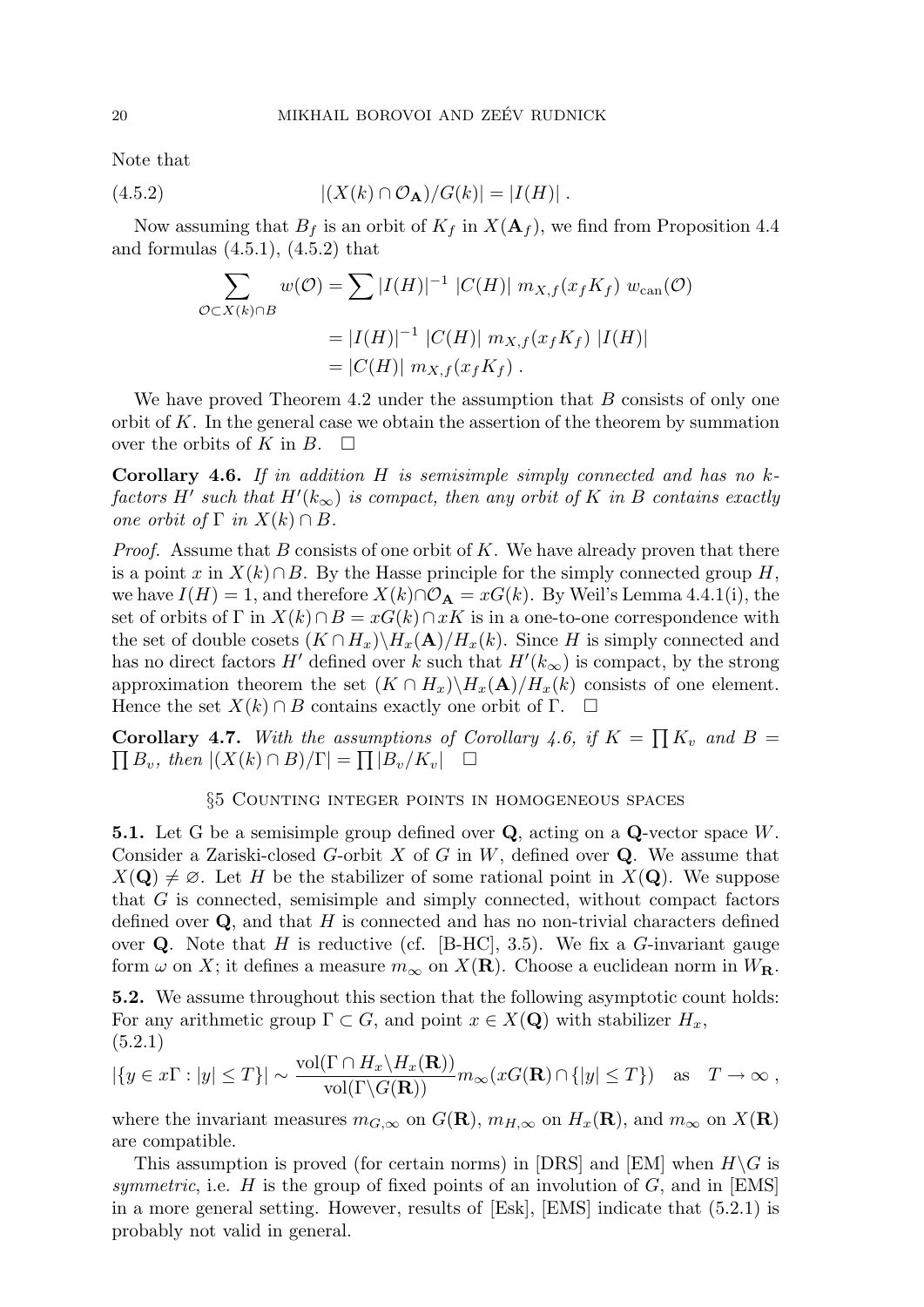Note that

$$|(X(k) \cap \mathcal{O}_{\mathbf{A}})/G(k)| = |I(H)| \ . \tag{4.5.2}$$

Now assuming that $B_f$ is an orbit of $K_f$ in $X(\mathbf{A}_f)$, we find from Proposition 4.4 and formulas (4.5.1), (4.5.2) that

$$\begin{aligned}
\sum_{\mathcal{O} \subset X(k) \cap B} w(\mathcal{O}) &= \sum |I(H)|^{-1} \ |C(H)| \ m_{X,f}(x_f K_f) \ w_{\mathrm{can}}(\mathcal{O}) \\
&= |I(H)|^{-1} \ |C(H)| \ m_{X,f}(x_f K_f) \ |I(H)| \\
&= |C(H)| \ m_{X,f}(x_f K_f) \ .
\end{aligned}$$

We have proved Theorem 4.2 under the assumption that $B$ consists of only one orbit of $K$. In the general case we obtain the assertion of the theorem by summation over the orbits of $K$ in $B$. $\square$

**Corollary 4.6.** *If in addition $H$ is semisimple simply connected and has no $k$-factors $H'$ such that $H'(k_\infty)$ is compact, then any orbit of $K$ in $B$ contains exactly one orbit of $\Gamma$ in $X(k) \cap B$.*

*Proof.* Assume that $B$ consists of one orbit of $K$. We have already proven that there is a point $x$ in $X(k) \cap B$. By the Hasse principle for the simply connected group $H$, we have $I(H) = 1$, and therefore $X(k) \cap \mathcal{O}_{\mathbf{A}} = xG(k)$. By Weil's Lemma 4.4.1(i), the set of orbits of $\Gamma$ in $X(k) \cap B = xG(k) \cap xK$ is in a one-to-one correspondence with the set of double cosets $(K \cap H_x) \backslash H_x(\mathbf{A})/H_x(k)$. Since $H$ is simply connected and has no direct factors $H'$ defined over $k$ such that $H'(k_\infty)$ is compact, by the strong approximation theorem the set $(K \cap H_x) \backslash H_x(\mathbf{A})/H_x(k)$ consists of one element. Hence the set $X(k) \cap B$ contains exactly one orbit of $\Gamma$. $\square$

**Corollary 4.7.** *With the assumptions of Corollary 4.6, if $K = \prod K_v$ and $B = \prod B_v$, then $|(X(k) \cap B)/\Gamma| = \prod |B_v/K_v|$* $\square$

## §5 Counting integer points in homogeneous spaces

**5.1.** Let G be a semisimple group defined over $\mathbf{Q}$, acting on a $\mathbf{Q}$-vector space $W$. Consider a Zariski-closed $G$-orbit $X$ of $G$ in $W$, defined over $\mathbf{Q}$. We assume that $X(\mathbf{Q}) \neq \varnothing$. Let $H$ be the stabilizer of some rational point in $X(\mathbf{Q})$. We suppose that $G$ is connected, semisimple and simply connected, without compact factors defined over $\mathbf{Q}$, and that $H$ is connected and has no non-trivial characters defined over $\mathbf{Q}$. Note that $H$ is reductive (cf. [B-HC], 3.5). We fix a $G$-invariant gauge form $\omega$ on $X$; it defines a measure $m_\infty$ on $X(\mathbf{R})$. Choose a euclidean norm in $W_{\mathbf{R}}$.

**5.2.** We assume throughout this section that the following asymptotic count holds: For any arithmetic group $\Gamma \subset G$, and point $x \in X(\mathbf{Q})$ with stabilizer $H_x$,
(5.2.1)

$$|\{y \in x\Gamma : |y| \leq T\}| \sim \frac{\mathrm{vol}(\Gamma \cap H_x \backslash H_x(\mathbf{R}))}{\mathrm{vol}(\Gamma \backslash G(\mathbf{R}))} m_\infty(xG(\mathbf{R}) \cap \{|y| \leq T\}) \quad \text{as} \quad T \to \infty \ ,$$

where the invariant measures $m_{G,\infty}$ on $G(\mathbf{R})$, $m_{H,\infty}$ on $H_x(\mathbf{R})$, and $m_\infty$ on $X(\mathbf{R})$ are compatible.

This assumption is proved (for certain norms) in [DRS] and [EM] when $H \backslash G$ is *symmetric*, i.e. $H$ is the group of fixed points of an involution of $G$, and in [EMS] in a more general setting. However, results of [Esk], [EMS] indicate that (5.2.1) is probably not valid in general.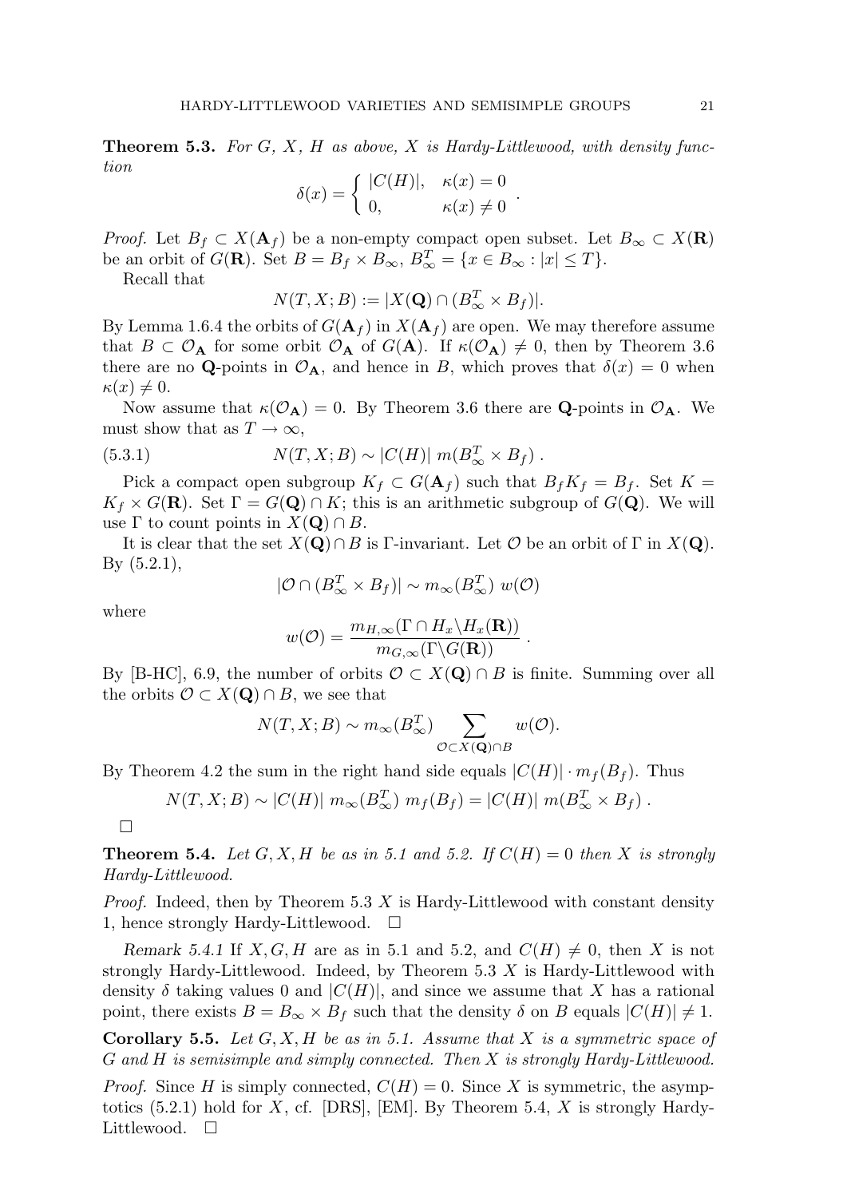**Theorem 5.3.** *For $G$, $X$, $H$ as above, $X$ is Hardy-Littlewood, with density function*

$$\delta(x) = \begin{cases} |C(H)|, & \kappa(x) = 0 \\ 0, & \kappa(x) \neq 0 \end{cases} .$$

*Proof.* Let $B_f \subset X(\mathbf{A}_f)$ be a non-empty compact open subset. Let $B_\infty \subset X(\mathbf{R})$ be an orbit of $G(\mathbf{R})$. Set $B = B_f \times B_\infty$, $B_\infty^T = \{x \in B_\infty : |x| \leq T\}$.

Recall that

$$N(T, X; B) := |X(\mathbf{Q}) \cap (B_\infty^T \times B_f)|.$$

By Lemma 1.6.4 the orbits of $G(\mathbf{A}_f)$ in $X(\mathbf{A}_f)$ are open. We may therefore assume that $B \subset \mathcal{O}_\mathbf{A}$ for some orbit $\mathcal{O}_\mathbf{A}$ of $G(\mathbf{A})$. If $\kappa(\mathcal{O}_\mathbf{A}) \neq 0$, then by Theorem 3.6 there are no $\mathbf{Q}$-points in $\mathcal{O}_\mathbf{A}$, and hence in $B$, which proves that $\delta(x) = 0$ when $\kappa(x) \neq 0$.

Now assume that $\kappa(\mathcal{O}_\mathbf{A}) = 0$. By Theorem 3.6 there are $\mathbf{Q}$-points in $\mathcal{O}_\mathbf{A}$. We must show that as $T \to \infty$,

$$N(T, X; B) \sim |C(H)|\ m(B_\infty^T \times B_f)\ . \tag{5.3.1}$$

Pick a compact open subgroup $K_f \subset G(\mathbf{A}_f)$ such that $B_f K_f = B_f$. Set $K = K_f \times G(\mathbf{R})$. Set $\Gamma = G(\mathbf{Q}) \cap K$; this is an arithmetic subgroup of $G(\mathbf{Q})$. We will use $\Gamma$ to count points in $X(\mathbf{Q}) \cap B$.

It is clear that the set $X(\mathbf{Q}) \cap B$ is $\Gamma$-invariant. Let $\mathcal{O}$ be an orbit of $\Gamma$ in $X(\mathbf{Q})$. By (5.2.1),

$$|\mathcal{O} \cap (B_\infty^T \times B_f)| \sim m_\infty(B_\infty^T)\ w(\mathcal{O})$$

where

$$w(\mathcal{O}) = \frac{m_{H,\infty}(\Gamma \cap H_x \backslash H_x(\mathbf{R}))}{m_{G,\infty}(\Gamma \backslash G(\mathbf{R}))}\ .$$

By [B-HC], 6.9, the number of orbits $\mathcal{O} \subset X(\mathbf{Q}) \cap B$ is finite. Summing over all the orbits $\mathcal{O} \subset X(\mathbf{Q}) \cap B$, we see that

$$N(T, X; B) \sim m_\infty(B_\infty^T) \sum_{\mathcal{O} \subset X(\mathbf{Q}) \cap B} w(\mathcal{O}).$$

By Theorem 4.2 the sum in the right hand side equals $|C(H)| \cdot m_f(B_f)$. Thus

$$N(T, X; B) \sim |C(H)|\ m_\infty(B_\infty^T)\ m_f(B_f) = |C(H)|\ m(B_\infty^T \times B_f)\ .$$

□

**Theorem 5.4.** *Let $G, X, H$ be as in 5.1 and 5.2. If $C(H) = 0$ then $X$ is strongly Hardy-Littlewood.*

*Proof.* Indeed, then by Theorem 5.3 $X$ is Hardy-Littlewood with constant density 1, hence strongly Hardy-Littlewood. □

*Remark 5.4.1* If $X, G, H$ are as in 5.1 and 5.2, and $C(H) \neq 0$, then $X$ is not strongly Hardy-Littlewood. Indeed, by Theorem 5.3 $X$ is Hardy-Littlewood with density $\delta$ taking values 0 and $|C(H)|$, and since we assume that $X$ has a rational point, there exists $B = B_\infty \times B_f$ such that the density $\delta$ on $B$ equals $|C(H)| \neq 1$.

**Corollary 5.5.** *Let $G, X, H$ be as in 5.1. Assume that $X$ is a symmetric space of $G$ and $H$ is semisimple and simply connected. Then $X$ is strongly Hardy-Littlewood.*

*Proof.* Since $H$ is simply connected, $C(H) = 0$. Since $X$ is symmetric, the asymptotics (5.2.1) hold for $X$, cf. [DRS], [EM]. By Theorem 5.4, $X$ is strongly Hardy-Littlewood. □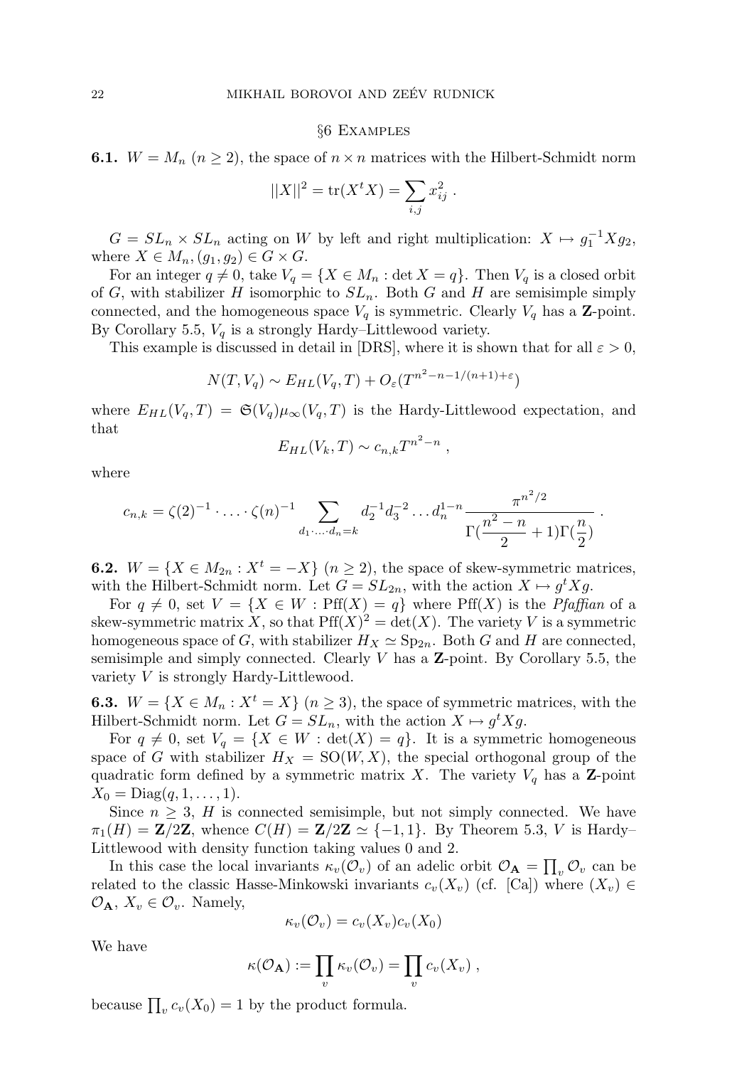## §6 Examples

**6.1.** $W = M_n$ ($n \geq 2$), the space of $n \times n$ matrices with the Hilbert-Schmidt norm

$$||X||^2 = \operatorname{tr}(X^t X) = \sum_{i,j} x_{ij}^2 \ .$$

$G = SL_n \times SL_n$ acting on $W$ by left and right multiplication: $X \mapsto g_1^{-1} X g_2$, where $X \in M_n, (g_1, g_2) \in G \times G$.

For an integer $q \neq 0$, take $V_q = \{X \in M_n : \det X = q\}$. Then $V_q$ is a closed orbit of $G$, with stabilizer $H$ isomorphic to $SL_n$. Both $G$ and $H$ are semisimple simply connected, and the homogeneous space $V_q$ is symmetric. Clearly $V_q$ has a $\mathbf{Z}$-point. By Corollary 5.5, $V_q$ is a strongly Hardy–Littlewood variety.

This example is discussed in detail in [DRS], where it is shown that for all $\varepsilon > 0$,

$$N(T, V_q) \sim E_{HL}(V_q, T) + O_\varepsilon(T^{n^2 - n - 1/(n+1) + \varepsilon})$$

where $E_{HL}(V_q, T) = \mathfrak{S}(V_q)\mu_\infty(V_q, T)$ is the Hardy-Littlewood expectation, and that

$$E_{HL}(V_k, T) \sim c_{n,k} T^{n^2 - n} \ ,$$

where

$$c_{n,k} = \zeta(2)^{-1} \cdot \ldots \cdot \zeta(n)^{-1} \sum_{d_1 \cdot \ldots \cdot d_n = k} d_2^{-1} d_3^{-2} \ldots d_n^{1-n} \frac{\pi^{n^2/2}}{\Gamma(\dfrac{n^2 - n}{2} + 1)\Gamma(\dfrac{n}{2})} \ .$$

**6.2.** $W = \{X \in M_{2n} : X^t = -X\}$ ($n \geq 2$), the space of skew-symmetric matrices, with the Hilbert-Schmidt norm. Let $G = SL_{2n}$, with the action $X \mapsto g^t X g$.

For $q \neq 0$, set $V = \{X \in W : \operatorname{Pff}(X) = q\}$ where $\operatorname{Pff}(X)$ is the *Pfaffian* of a skew-symmetric matrix $X$, so that $\operatorname{Pff}(X)^2 = \det(X)$. The variety $V$ is a symmetric homogeneous space of $G$, with stabilizer $H_X \simeq \mathrm{Sp}_{2n}$. Both $G$ and $H$ are connected, semisimple and simply connected. Clearly $V$ has a $\mathbf{Z}$-point. By Corollary 5.5, the variety $V$ is strongly Hardy-Littlewood.

**6.3.** $W = \{X \in M_n : X^t = X\}$ ($n \geq 3$), the space of symmetric matrices, with the Hilbert-Schmidt norm. Let $G = SL_n$, with the action $X \mapsto g^t X g$.

For $q \neq 0$, set $V_q = \{X \in W : \det(X) = q\}$. It is a symmetric homogeneous space of $G$ with stabilizer $H_X = \mathrm{SO}(W, X)$, the special orthogonal group of the quadratic form defined by a symmetric matrix $X$. The variety $V_q$ has a $\mathbf{Z}$-point $X_0 = \operatorname{Diag}(q, 1, \ldots, 1)$.

Since $n \geq 3$, $H$ is connected semisimple, but not simply connected. We have $\pi_1(H) = \mathbf{Z}/2\mathbf{Z}$, whence $C(H) = \mathbf{Z}/2\mathbf{Z} \simeq \{-1, 1\}$. By Theorem 5.3, $V$ is Hardy–Littlewood with density function taking values 0 and 2.

In this case the local invariants $\kappa_v(\mathcal{O}_v)$ of an adelic orbit $\mathcal{O}_{\mathbf{A}} = \prod_v \mathcal{O}_v$ can be related to the classic Hasse-Minkowski invariants $c_v(X_v)$ (cf. [Ca]) where $(X_v) \in \mathcal{O}_{\mathbf{A}}$, $X_v \in \mathcal{O}_v$. Namely,

$$\kappa_v(\mathcal{O}_v) = c_v(X_v) c_v(X_0)$$

We have

$$\kappa(\mathcal{O}_{\mathbf{A}}) := \prod_v \kappa_v(\mathcal{O}_v) = \prod_v c_v(X_v) \ ,$$

because $\prod_v c_v(X_0) = 1$ by the product formula.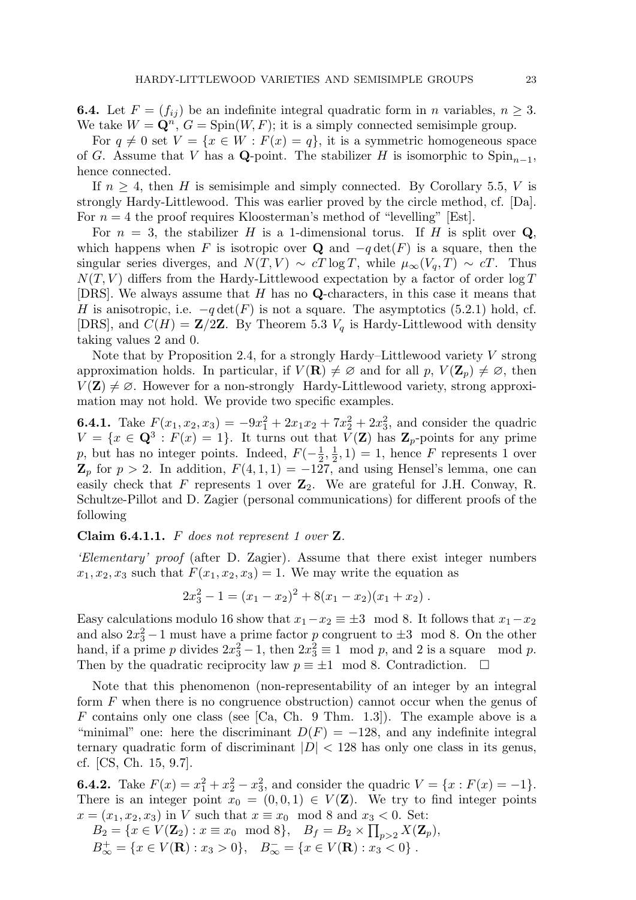**6.4.** Let $F = (f_{ij})$ be an indefinite integral quadratic form in $n$ variables, $n \geq 3$. We take $W = \mathbf{Q}^n$, $G = \mathrm{Spin}(W, F)$; it is a simply connected semisimple group.

For $q \neq 0$ set $V = \{x \in W : F(x) = q\}$, it is a symmetric homogeneous space of $G$. Assume that $V$ has a $\mathbf{Q}$-point. The stabilizer $H$ is isomorphic to $\mathrm{Spin}_{n-1}$, hence connected.

If $n \geq 4$, then $H$ is semisimple and simply connected. By Corollary 5.5, $V$ is strongly Hardy-Littlewood. This was earlier proved by the circle method, cf. [Da]. For $n = 4$ the proof requires Kloosterman's method of "levelling" [Est].

For $n = 3$, the stabilizer $H$ is a 1-dimensional torus. If $H$ is split over $\mathbf{Q}$, which happens when $F$ is isotropic over $\mathbf{Q}$ and $-q \det(F)$ is a square, then the singular series diverges, and $N(T, V) \sim cT \log T$, while $\mu_\infty(V_q, T) \sim cT$. Thus $N(T, V)$ differs from the Hardy-Littlewood expectation by a factor of order $\log T$ [DRS]. We always assume that $H$ has no $\mathbf{Q}$-characters, in this case it means that $H$ is anisotropic, i.e. $-q \det(F)$ is not a square. The asymptotics (5.2.1) hold, cf. [DRS], and $C(H) = \mathbf{Z}/2\mathbf{Z}$. By Theorem 5.3 $V_q$ is Hardy-Littlewood with density taking values 2 and 0.

Note that by Proposition 2.4, for a strongly Hardy–Littlewood variety $V$ strong approximation holds. In particular, if $V(\mathbf{R}) \neq \varnothing$ and for all $p$, $V(\mathbf{Z}_p) \neq \varnothing$, then $V(\mathbf{Z}) \neq \varnothing$. However for a non-strongly Hardy-Littlewood variety, strong approximation may not hold. We provide two specific examples.

**6.4.1.** Take $F(x_1, x_2, x_3) = -9x_1^2 + 2x_1x_2 + 7x_2^2 + 2x_3^2$, and consider the quadric $V = \{x \in \mathbf{Q}^3 : F(x) = 1\}$. It turns out that $V(\mathbf{Z})$ has $\mathbf{Z}_p$-points for any prime $p$, but has no integer points. Indeed, $F(-\frac{1}{2}, \frac{1}{2}, 1) = 1$, hence $F$ represents 1 over $\mathbf{Z}_p$ for $p > 2$. In addition, $F(4, 1, 1) = -127$, and using Hensel's lemma, one can easily check that $F$ represents 1 over $\mathbf{Z}_2$. We are grateful for J.H. Conway, R. Schultze-Pillot and D. Zagier (personal communications) for different proofs of the following

**Claim 6.4.1.1.** *$F$ does not represent 1 over $\mathbf{Z}$.*

*'Elementary' proof* (after D. Zagier). Assume that there exist integer numbers $x_1, x_2, x_3$ such that $F(x_1, x_2, x_3) = 1$. We may write the equation as

$$2x_3^2 - 1 = (x_1 - x_2)^2 + 8(x_1 - x_2)(x_1 + x_2) \, .$$

Easy calculations modulo 16 show that $x_1 - x_2 \equiv \pm 3 \mod 8$. It follows that $x_1 - x_2$ and also $2x_3^2 - 1$ must have a prime factor $p$ congruent to $\pm 3 \mod 8$. On the other hand, if a prime $p$ divides $2x_3^2 - 1$, then $2x_3^2 \equiv 1 \mod p$, and 2 is a square $\mod p$. Then by the quadratic reciprocity law $p \equiv \pm 1 \mod 8$. Contradiction. $\square$

Note that this phenomenon (non-representability of an integer by an integral form $F$ when there is no congruence obstruction) cannot occur when the genus of $F$ contains only one class (see [Ca, Ch. 9 Thm. 1.3]). The example above is a "minimal" one: here the discriminant $D(F) = -128$, and any indefinite integral ternary quadratic form of discriminant $|D| < 128$ has only one class in its genus, cf. [CS, Ch. 15, 9.7].

**6.4.2.** Take $F(x) = x_1^2 + x_2^2 - x_3^2$, and consider the quadric $V = \{x : F(x) = -1\}$. There is an integer point $x_0 = (0, 0, 1) \in V(\mathbf{Z})$. We try to find integer points $x = (x_1, x_2, x_3)$ in $V$ such that $x \equiv x_0 \mod 8$ and $x_3 < 0$. Set:

$B_2 = \{x \in V(\mathbf{Z}_2) : x \equiv x_0 \mod 8\}$, $\quad B_f = B_2 \times \prod_{p>2} X(\mathbf{Z}_p)$,

$B_\infty^+ = \{x \in V(\mathbf{R}) : x_3 > 0\}$, $\quad B_\infty^- = \{x \in V(\mathbf{R}) : x_3 < 0\}$ .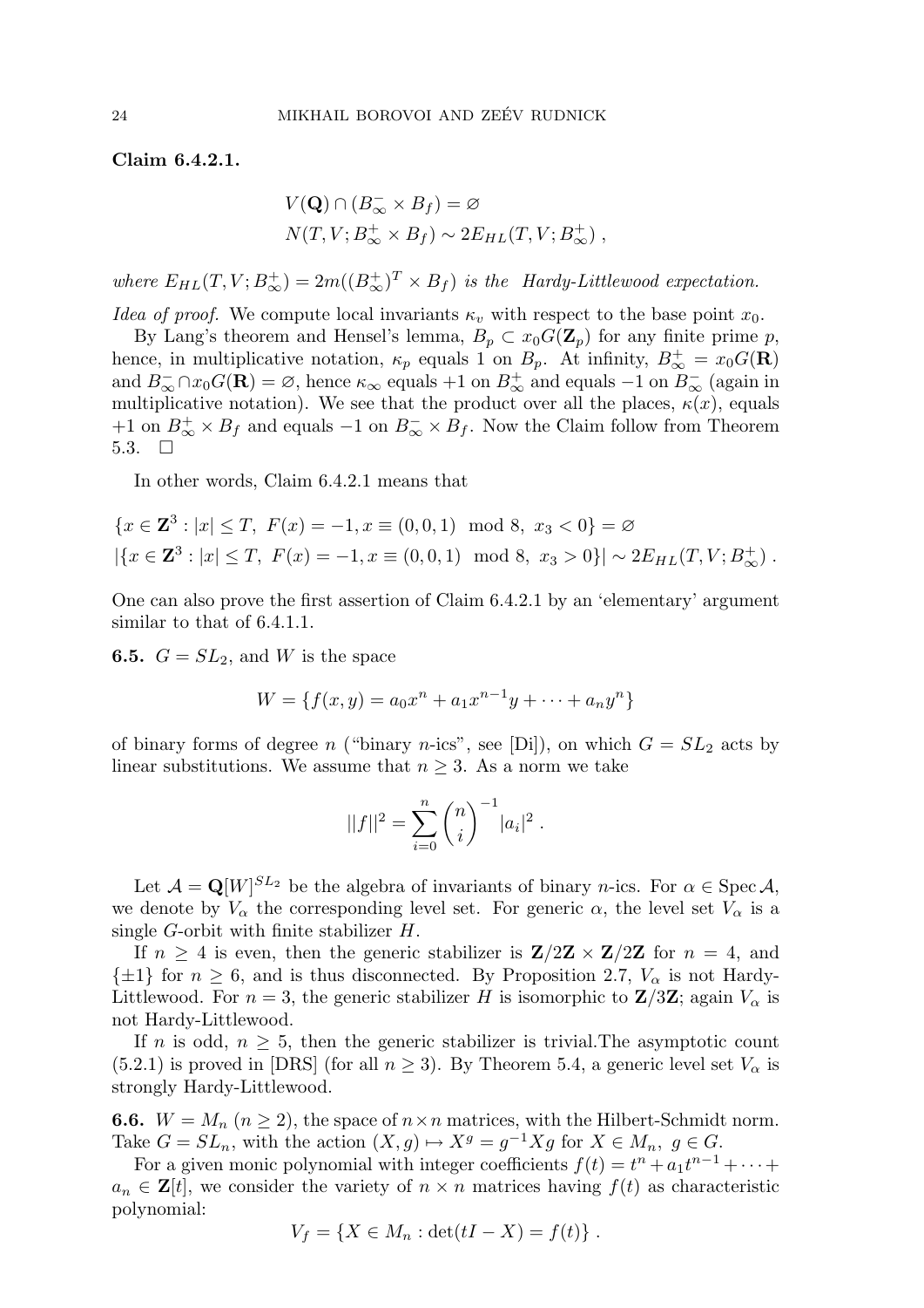**Claim 6.4.2.1.**

$$V(\mathbf{Q}) \cap (B_\infty^- \times B_f) = \varnothing$$
$$N(T, V; B_\infty^+ \times B_f) \sim 2E_{HL}(T, V; B_\infty^+) ,$$

*where* $E_{HL}(T, V; B_\infty^+) = 2m((B_\infty^+)^T \times B_f)$ *is the Hardy-Littlewood expectation.*

*Idea of proof.* We compute local invariants $\kappa_v$ with respect to the base point $x_0$.

By Lang's theorem and Hensel's lemma, $B_p \subset x_0 G(\mathbf{Z}_p)$ for any finite prime $p$, hence, in multiplicative notation, $\kappa_p$ equals 1 on $B_p$. At infinity, $B_\infty^+ = x_0 G(\mathbf{R})$ and $B_\infty^- \cap x_0 G(\mathbf{R}) = \varnothing$, hence $\kappa_\infty$ equals $+1$ on $B_\infty^+$ and equals $-1$ on $B_\infty^-$ (again in multiplicative notation). We see that the product over all the places, $\kappa(x)$, equals $+1$ on $B_\infty^+ \times B_f$ and equals $-1$ on $B_\infty^- \times B_f$. Now the Claim follow from Theorem 5.3. $\square$

In other words, Claim 6.4.2.1 means that

$$\{x \in \mathbf{Z}^3 : |x| \le T,\ F(x) = -1, x \equiv (0,0,1) \mod 8,\ x_3 < 0\} = \varnothing$$
$$|\{x \in \mathbf{Z}^3 : |x| \le T,\ F(x) = -1, x \equiv (0,0,1) \mod 8,\ x_3 > 0\}| \sim 2E_{HL}(T, V; B_\infty^+) .$$

One can also prove the first assertion of Claim 6.4.2.1 by an 'elementary' argument similar to that of 6.4.1.1.

**6.5.** $G = SL_2$, and $W$ is the space

$$W = \{f(x,y) = a_0 x^n + a_1 x^{n-1} y + \cdots + a_n y^n\}$$

of binary forms of degree $n$ ("binary $n$-ics", see [Di]), on which $G = SL_2$ acts by linear substitutions. We assume that $n \ge 3$. As a norm we take

$$||f||^2 = \sum_{i=0}^{n} \binom{n}{i}^{-1} |a_i|^2 .$$

Let $\mathcal{A} = \mathbf{Q}[W]^{SL_2}$ be the algebra of invariants of binary $n$-ics. For $\alpha \in \operatorname{Spec} \mathcal{A}$, we denote by $V_\alpha$ the corresponding level set. For generic $\alpha$, the level set $V_\alpha$ is a single $G$-orbit with finite stabilizer $H$.

If $n \ge 4$ is even, then the generic stabilizer is $\mathbf{Z}/2\mathbf{Z} \times \mathbf{Z}/2\mathbf{Z}$ for $n = 4$, and $\{\pm 1\}$ for $n \ge 6$, and is thus disconnected. By Proposition 2.7, $V_\alpha$ is not Hardy-Littlewood. For $n = 3$, the generic stabilizer $H$ is isomorphic to $\mathbf{Z}/3\mathbf{Z}$; again $V_\alpha$ is not Hardy-Littlewood.

If $n$ is odd, $n \ge 5$, then the generic stabilizer is trivial.The asymptotic count (5.2.1) is proved in [DRS] (for all $n \ge 3$). By Theorem 5.4, a generic level set $V_\alpha$ is strongly Hardy-Littlewood.

**6.6.** $W = M_n$ ($n \ge 2$), the space of $n \times n$ matrices, with the Hilbert-Schmidt norm. Take $G = SL_n$, with the action $(X, g) \mapsto X^g = g^{-1} X g$ for $X \in M_n,\ g \in G$.

For a given monic polynomial with integer coefficients $f(t) = t^n + a_1 t^{n-1} + \cdots + a_n \in \mathbf{Z}[t]$, we consider the variety of $n \times n$ matrices having $f(t)$ as characteristic polynomial:

$$V_f = \{X \in M_n : \det(tI - X) = f(t)\} .$$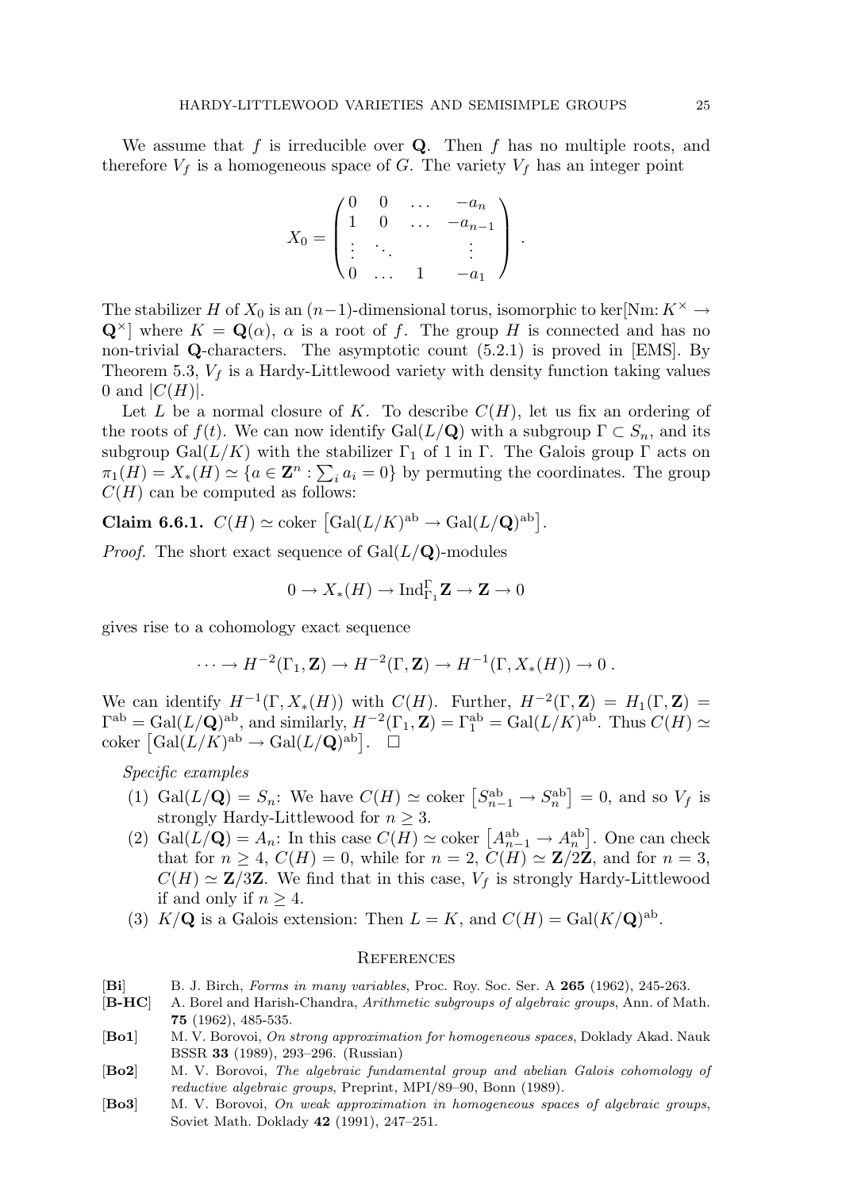We assume that $f$ is irreducible over $\mathbf{Q}$. Then $f$ has no multiple roots, and therefore $V_f$ is a homogeneous space of $G$. The variety $V_f$ has an integer point

$$X_0 = \begin{pmatrix} 0 & 0 & \dots & -a_n \\ 1 & 0 & \dots & -a_{n-1} \\ \vdots & \ddots & & \vdots \\ 0 & \dots & 1 & -a_1 \end{pmatrix} .$$

The stabilizer $H$ of $X_0$ is an $(n-1)$-dimensional torus, isomorphic to $\ker[\mathrm{Nm}\colon K^\times \to \mathbf{Q}^\times]$ where $K = \mathbf{Q}(\alpha)$, $\alpha$ is a root of $f$. The group $H$ is connected and has no non-trivial $\mathbf{Q}$-characters. The asymptotic count (5.2.1) is proved in [EMS]. By Theorem 5.3, $V_f$ is a Hardy-Littlewood variety with density function taking values 0 and $|C(H)|$.

Let $L$ be a normal closure of $K$. To describe $C(H)$, let us fix an ordering of the roots of $f(t)$. We can now identify $\mathrm{Gal}(L/\mathbf{Q})$ with a subgroup $\Gamma \subset S_n$, and its subgroup $\mathrm{Gal}(L/K)$ with the stabilizer $\Gamma_1$ of 1 in $\Gamma$. The Galois group $\Gamma$ acts on $\pi_1(H) = X_*(H) \simeq \{a \in \mathbf{Z}^n : \sum_i a_i = 0\}$ by permuting the coordinates. The group $C(H)$ can be computed as follows:

**Claim 6.6.1.** $C(H) \simeq \operatorname{coker}\left[\mathrm{Gal}(L/K)^{\mathrm{ab}} \to \mathrm{Gal}(L/\mathbf{Q})^{\mathrm{ab}}\right]$.

*Proof*. The short exact sequence of $\mathrm{Gal}(L/\mathbf{Q})$-modules

$$0 \to X_*(H) \to \mathrm{Ind}_{\Gamma_1}^{\Gamma} \mathbf{Z} \to \mathbf{Z} \to 0$$

gives rise to a cohomology exact sequence

$$\dots \to H^{-2}(\Gamma_1, \mathbf{Z}) \to H^{-2}(\Gamma, \mathbf{Z}) \to H^{-1}(\Gamma, X_*(H)) \to 0 .$$

We can identify $H^{-1}(\Gamma, X_*(H))$ with $C(H)$. Further, $H^{-2}(\Gamma, \mathbf{Z}) = H_1(\Gamma, \mathbf{Z}) = \Gamma^{\mathrm{ab}} = \mathrm{Gal}(L/\mathbf{Q})^{\mathrm{ab}}$, and similarly, $H^{-2}(\Gamma_1, \mathbf{Z}) = \Gamma_1^{\mathrm{ab}} = \mathrm{Gal}(L/K)^{\mathrm{ab}}$. Thus $C(H) \simeq \operatorname{coker}\left[\mathrm{Gal}(L/K)^{\mathrm{ab}} \to \mathrm{Gal}(L/\mathbf{Q})^{\mathrm{ab}}\right]$. $\square$

*Specific examples*

1. $\mathrm{Gal}(L/\mathbf{Q}) = S_n$: We have $C(H) \simeq \operatorname{coker}\left[S_{n-1}^{\mathrm{ab}} \to S_n^{\mathrm{ab}}\right] = 0$, and so $V_f$ is strongly Hardy-Littlewood for $n \geq 3$.
2. $\mathrm{Gal}(L/\mathbf{Q}) = A_n$: In this case $C(H) \simeq \operatorname{coker}\left[A_{n-1}^{\mathrm{ab}} \to A_n^{\mathrm{ab}}\right]$. One can check that for $n \geq 4$, $C(H) = 0$, while for $n = 2$, $C(H) \simeq \mathbf{Z}/2\mathbf{Z}$, and for $n = 3$, $C(H) \simeq \mathbf{Z}/3\mathbf{Z}$. We find that in this case, $V_f$ is strongly Hardy-Littlewood if and only if $n \geq 4$.
3. $K/\mathbf{Q}$ is a Galois extension: Then $L = K$, and $C(H) = \mathrm{Gal}(K/\mathbf{Q})^{\mathrm{ab}}$.

## References

- **[Bi]** B. J. Birch, *Forms in many variables*, Proc. Roy. Soc. Ser. A **265** (1962), 245-263.
- **[B-HC]** A. Borel and Harish-Chandra, *Arithmetic subgroups of algebraic groups*, Ann. of Math. **75** (1962), 485-535.
- **[Bo1]** M. V. Borovoi, *On strong approximation for homogeneous spaces*, Doklady Akad. Nauk BSSR **33** (1989), 293–296. (Russian)
- **[Bo2]** M. V. Borovoi, *The algebraic fundamental group and abelian Galois cohomology of reductive algebraic groups*, Preprint, MPI/89–90, Bonn (1989).
- **[Bo3]** M. V. Borovoi, *On weak approximation in homogeneous spaces of algebraic groups*, Soviet Math. Doklady **42** (1991), 247–251.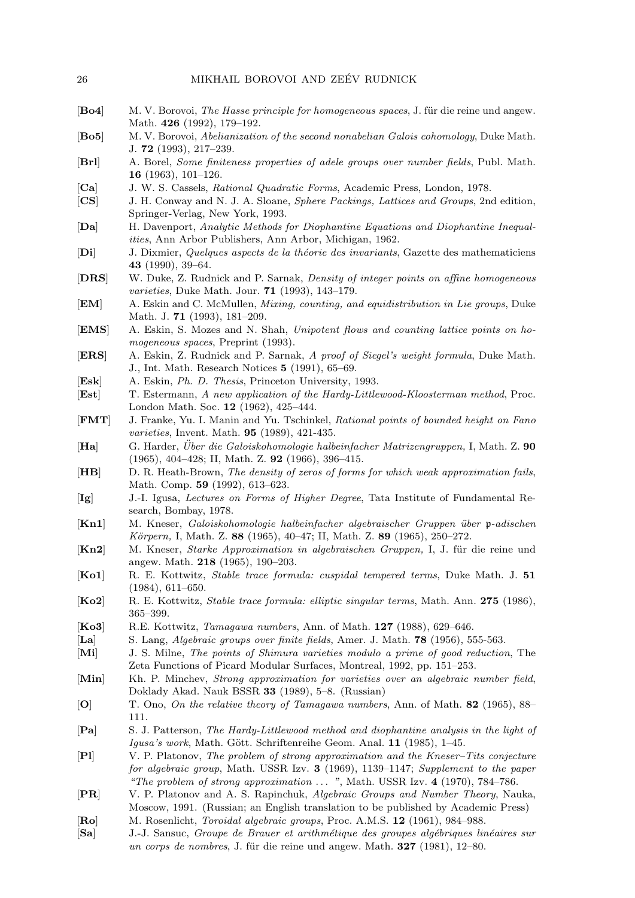[**Bo4**] M. V. Borovoi, *The Hasse principle for homogeneous spaces*, J. für die reine und angew. Math. **426** (1992), 179–192.

[**Bo5**] M. V. Borovoi, *Abelianization of the second nonabelian Galois cohomology*, Duke Math. J. **72** (1993), 217–239.

[**Brl**] A. Borel, *Some finiteness properties of adele groups over number fields*, Publ. Math. **16** (1963), 101–126.

[**Ca**] J. W. S. Cassels, *Rational Quadratic Forms*, Academic Press, London, 1978.

[**CS**] J. H. Conway and N. J. A. Sloane, *Sphere Packings, Lattices and Groups*, 2nd edition, Springer-Verlag, New York, 1993.

[**Da**] H. Davenport, *Analytic Methods for Diophantine Equations and Diophantine Inequalities*, Ann Arbor Publishers, Ann Arbor, Michigan, 1962.

[**Di**] J. Dixmier, *Quelques aspects de la théorie des invariants*, Gazette des mathematiciens **43** (1990), 39–64.

[**DRS**] W. Duke, Z. Rudnick and P. Sarnak, *Density of integer points on affine homogeneous varieties*, Duke Math. Jour. **71** (1993), 143–179.

[**EM**] A. Eskin and C. McMullen, *Mixing, counting, and equidistribution in Lie groups*, Duke Math. J. **71** (1993), 181–209.

[**EMS**] A. Eskin, S. Mozes and N. Shah, *Unipotent flows and counting lattice points on homogeneous spaces*, Preprint (1993).

[**ERS**] A. Eskin, Z. Rudnick and P. Sarnak, *A proof of Siegel's weight formula*, Duke Math. J., Int. Math. Research Notices **5** (1991), 65–69.

[**Esk**] A. Eskin, *Ph. D. Thesis*, Princeton University, 1993.

[**Est**] T. Estermann, *A new application of the Hardy-Littlewood-Kloosterman method*, Proc. London Math. Soc. **12** (1962), 425–444.

[**FMT**] J. Franke, Yu. I. Manin and Yu. Tschinkel, *Rational points of bounded height on Fano varieties*, Invent. Math. **95** (1989), 421-435.

[**Ha**] G. Harder, *Über die Galoiskohomologie halbeinfacher Matrizengruppen,* I, Math. Z. **90** (1965), 404–428; II, Math. Z. **92** (1966), 396–415.

[**HB**] D. R. Heath-Brown, *The density of zeros of forms for which weak approximation fails*, Math. Comp. **59** (1992), 613–623.

[**Ig**] J.-I. Igusa, *Lectures on Forms of Higher Degree*, Tata Institute of Fundamental Research, Bombay, 1978.

[**Kn1**] M. Kneser, *Galoiskohomologie halbeinfacher algebraischer Gruppen über $\mathfrak{p}$-adischen Körpern,* I, Math. Z. **88** (1965), 40–47; II, Math. Z. **89** (1965), 250–272.

[**Kn2**] M. Kneser, *Starke Approximation in algebraischen Gruppen,* I, J. für die reine und angew. Math. **218** (1965), 190–203.

[**Ko1**] R. E. Kottwitz, *Stable trace formula: cuspidal tempered terms*, Duke Math. J. **51** (1984), 611–650.

[**Ko2**] R. E. Kottwitz, *Stable trace formula: elliptic singular terms*, Math. Ann. **275** (1986), 365–399.

[**Ko3**] R.E. Kottwitz, *Tamagawa numbers*, Ann. of Math. **127** (1988), 629–646.

[**La**] S. Lang, *Algebraic groups over finite fields*, Amer. J. Math. **78** (1956), 555-563.

[**Mi**] J. S. Milne, *The points of Shimura varieties modulo a prime of good reduction*, The Zeta Functions of Picard Modular Surfaces, Montreal, 1992, pp. 151–253.

[**Min**] Kh. P. Minchev, *Strong approximation for varieties over an algebraic number field*, Doklady Akad. Nauk BSSR **33** (1989), 5–8. (Russian)

[**O**] T. Ono, *On the relative theory of Tamagawa numbers*, Ann. of Math. **82** (1965), 88–111.

[**Pa**] S. J. Patterson, *The Hardy-Littlewood method and diophantine analysis in the light of Igusa's work*, Math. Gött. Schriftenreihe Geom. Anal. **11** (1985), 1–45.

[**Pl**] V. P. Platonov, *The problem of strong approximation and the Kneser–Tits conjecture for algebraic group*, Math. USSR Izv. **3** (1969), 1139–1147; *Supplement to the paper "The problem of strong approximation ... "*, Math. USSR Izv. **4** (1970), 784–786.

[**PR**] V. P. Platonov and A. S. Rapinchuk, *Algebraic Groups and Number Theory*, Nauka, Moscow, 1991. (Russian; an English translation to be published by Academic Press)

[**Ro**] M. Rosenlicht, *Toroidal algebraic groups*, Proc. A.M.S. **12** (1961), 984–988.

[**Sa**] J.-J. Sansuc, *Groupe de Brauer et arithmétique des groupes algébriques linéaires sur un corps de nombres*, J. für die reine und angew. Math. **327** (1981), 12–80.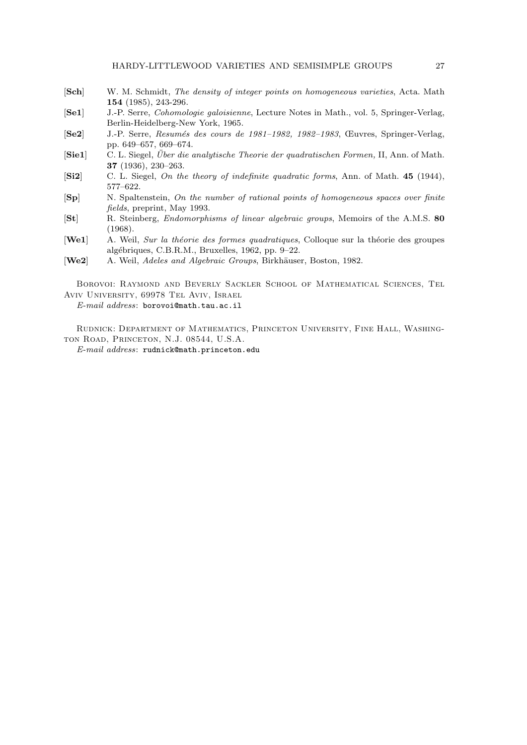[**Sch**] W. M. Schmidt, *The density of integer points on homogeneous varieties*, Acta. Math **154** (1985), 243-296.

[**Se1**] J.-P. Serre, *Cohomologie galoisienne*, Lecture Notes in Math., vol. 5, Springer-Verlag, Berlin-Heidelberg-New York, 1965.

[**Se2**] J.-P. Serre, *Resumés des cours de 1981–1982, 1982–1983*, Œuvres, Springer-Verlag, pp. 649–657, 669–674.

[**Sie1**] C. L. Siegel, *Über die analytische Theorie der quadratischen Formen,* II, Ann. of Math. **37** (1936), 230–263.

[**Si2**] C. L. Siegel, *On the theory of indefinite quadratic forms*, Ann. of Math. **45** (1944), 577–622.

[**Sp**] N. Spaltenstein, *On the number of rational points of homogeneous spaces over finite fields*, preprint, May 1993.

[**St**] R. Steinberg, *Endomorphisms of linear algebraic groups*, Memoirs of the A.M.S. **80** (1968).

[**We1**] A. Weil, *Sur la théorie des formes quadratiques*, Colloque sur la théorie des groupes algébriques, C.B.R.M., Bruxelles, 1962, pp. 9–22.

[**We2**] A. Weil, *Adeles and Algebraic Groups*, Birkhäuser, Boston, 1982.

Borovoi: Raymond and Beverly Sackler School of Mathematical Sciences, Tel Aviv University, 69978 Tel Aviv, Israel

*E-mail address*: borovoi@math.tau.ac.il

Rudnick: Department of Mathematics, Princeton University, Fine Hall, Washington Road, Princeton, N.J. 08544, U.S.A.

*E-mail address*: rudnick@math.princeton.edu